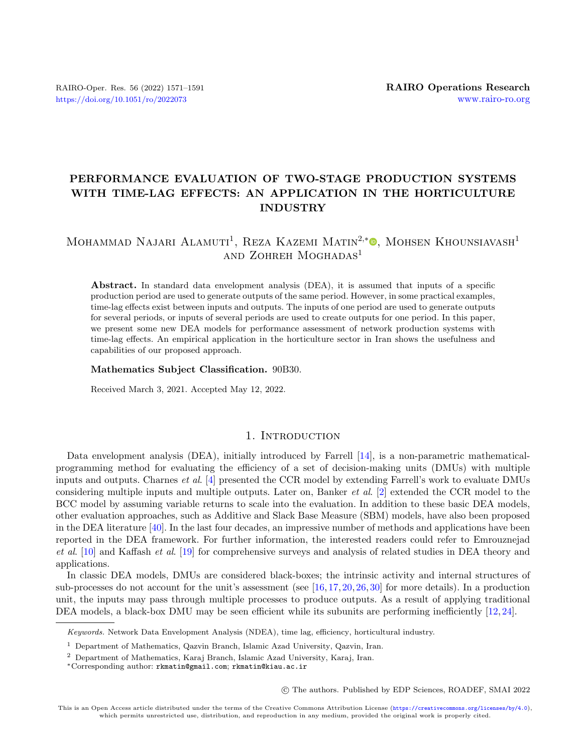# PERFORMANCE EVALUATION OF TWO-STAGE PRODUCTION SYSTEMS WITH TIME-LAG EFFECTS: AN APPLICATION IN THE HORTICULTURE INDUSTRY

Mohammad Najari Alamuti[1], Reza Kazemi Matin[2,*], Mohsen Khounsiavash[1] and Zohreh Moghadas[1]

**Abstract.** In standard data envelopment analysis (DEA), it is assumed that inputs of a specific production period are used to generate outputs of the same period. However, in some practical examples, time-lag effects exist between inputs and outputs. The inputs of one period are used to generate outputs for several periods, or inputs of several periods are used to create outputs for one period. In this paper, we present some new DEA models for performance assessment of network production systems with time-lag effects. An empirical application in the horticulture sector in Iran shows the usefulness and capabilities of our proposed approach.

**Mathematics Subject Classification.** 90B30.

Received March 3, 2021. Accepted May 12, 2022.

## 1. Introduction

Data envelopment analysis (DEA), initially introduced by Farrell [14], is a non-parametric mathematical-programming method for evaluating the efficiency of a set of decision-making units (DMUs) with multiple inputs and outputs. Charnes *et al.* [4] presented the CCR model by extending Farrell's work to evaluate DMUs considering multiple inputs and multiple outputs. Later on, Banker *et al.* [2] extended the CCR model to the BCC model by assuming variable returns to scale into the evaluation. In addition to these basic DEA models, other evaluation approaches, such as Additive and Slack Base Measure (SBM) models, have also been proposed in the DEA literature [40]. In the last four decades, an impressive number of methods and applications have been reported in the DEA framework. For further information, the interested readers could refer to Emrouznejad *et al.* [10] and Kaffash *et al.* [19] for comprehensive surveys and analysis of related studies in DEA theory and applications.

In classic DEA models, DMUs are considered black-boxes; the intrinsic activity and internal structures of sub-processes do not account for the unit's assessment (see [16,17,20,26,30] for more details). In a production unit, the inputs may pass through multiple processes to produce outputs. As a result of applying traditional DEA models, a black-box DMU may be seen efficient while its subunits are performing inefficiently [12,24].

*Keywords.* Network Data Envelopment Analysis (NDEA), time lag, efficiency, horticultural industry.

[1] Department of Mathematics, Qazvin Branch, Islamic Azad University, Qazvin, Iran.

[2] Department of Mathematics, Karaj Branch, Islamic Azad University, Karaj, Iran.

*Corresponding author: rkmatin@gmail.com; rkmatin@kiau.ac.ir

© The authors. Published by EDP Sciences, ROADEF, SMAI 2022

This is an Open Access article distributed under the terms of the Creative Commons Attribution License (https://creativecommons.org/licenses/by/4.0), which permits unrestricted use, distribution, and reproduction in any medium, provided the original work is properly cited.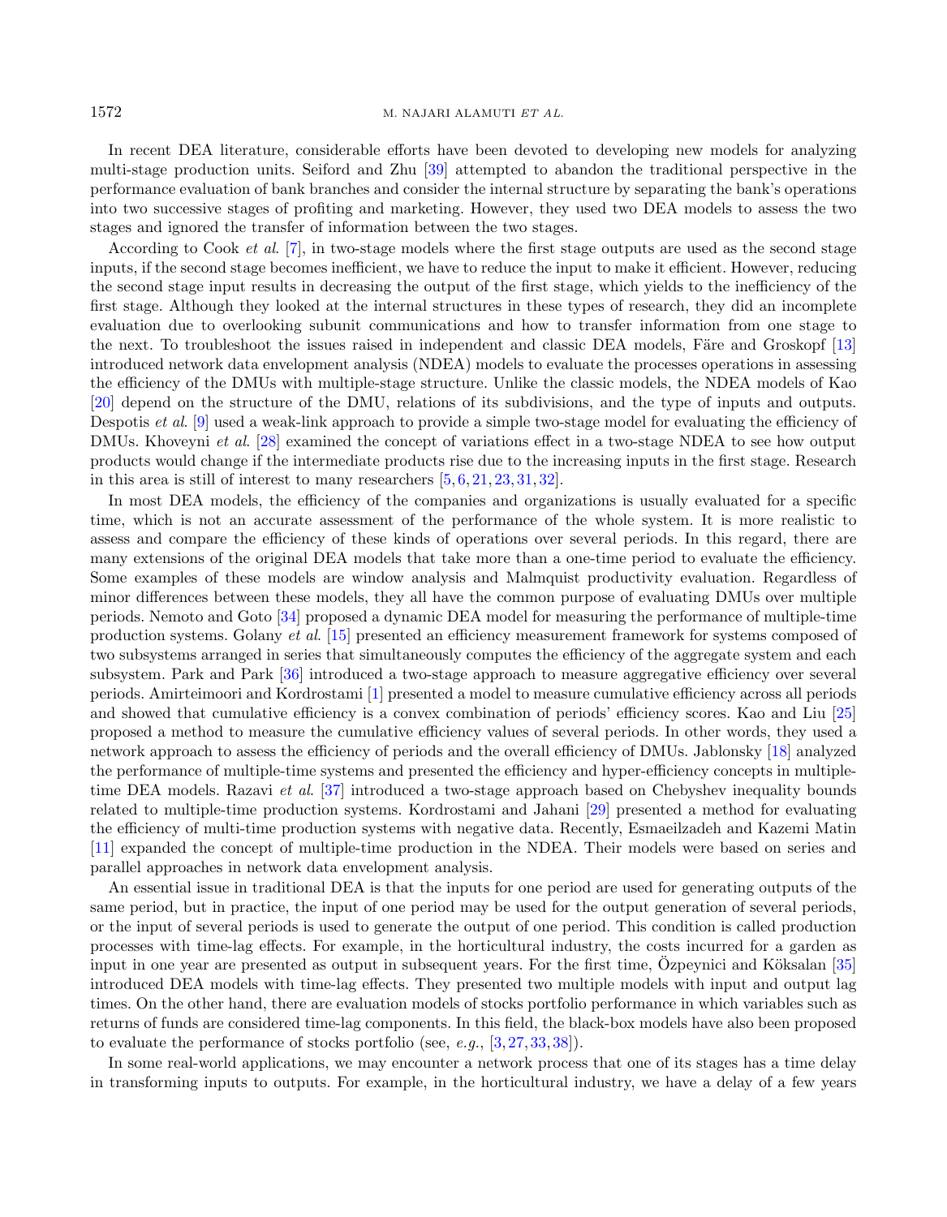In recent DEA literature, considerable efforts have been devoted to developing new models for analyzing multi-stage production units. Seiford and Zhu [39] attempted to abandon the traditional perspective in the performance evaluation of bank branches and consider the internal structure by separating the bank's operations into two successive stages of profiting and marketing. However, they used two DEA models to assess the two stages and ignored the transfer of information between the two stages.

According to Cook *et al*. [7], in two-stage models where the first stage outputs are used as the second stage inputs, if the second stage becomes inefficient, we have to reduce the input to make it efficient. However, reducing the second stage input results in decreasing the output of the first stage, which yields to the inefficiency of the first stage. Although they looked at the internal structures in these types of research, they did an incomplete evaluation due to overlooking subunit communications and how to transfer information from one stage to the next. To troubleshoot the issues raised in independent and classic DEA models, Färe and Groskopf [13] introduced network data envelopment analysis (NDEA) models to evaluate the processes operations in assessing the efficiency of the DMUs with multiple-stage structure. Unlike the classic models, the NDEA models of Kao [20] depend on the structure of the DMU, relations of its subdivisions, and the type of inputs and outputs. Despotis *et al*. [9] used a weak-link approach to provide a simple two-stage model for evaluating the efficiency of DMUs. Khoveyni *et al*. [28] examined the concept of variations effect in a two-stage NDEA to see how output products would change if the intermediate products rise due to the increasing inputs in the first stage. Research in this area is still of interest to many researchers [5, 6, 21, 23, 31, 32].

In most DEA models, the efficiency of the companies and organizations is usually evaluated for a specific time, which is not an accurate assessment of the performance of the whole system. It is more realistic to assess and compare the efficiency of these kinds of operations over several periods. In this regard, there are many extensions of the original DEA models that take more than a one-time period to evaluate the efficiency. Some examples of these models are window analysis and Malmquist productivity evaluation. Regardless of minor differences between these models, they all have the common purpose of evaluating DMUs over multiple periods. Nemoto and Goto [34] proposed a dynamic DEA model for measuring the performance of multiple-time production systems. Golany *et al*. [15] presented an efficiency measurement framework for systems composed of two subsystems arranged in series that simultaneously computes the efficiency of the aggregate system and each subsystem. Park and Park [36] introduced a two-stage approach to measure aggregative efficiency over several periods. Amirteimoori and Kordrostami [1] presented a model to measure cumulative efficiency across all periods and showed that cumulative efficiency is a convex combination of periods' efficiency scores. Kao and Liu [25] proposed a method to measure the cumulative efficiency values of several periods. In other words, they used a network approach to assess the efficiency of periods and the overall efficiency of DMUs. Jablonsky [18] analyzed the performance of multiple-time systems and presented the efficiency and hyper-efficiency concepts in multiple-time DEA models. Razavi *et al*. [37] introduced a two-stage approach based on Chebyshev inequality bounds related to multiple-time production systems. Kordrostami and Jahani [29] presented a method for evaluating the efficiency of multi-time production systems with negative data. Recently, Esmaeilzadeh and Kazemi Matin [11] expanded the concept of multiple-time production in the NDEA. Their models were based on series and parallel approaches in network data envelopment analysis.

An essential issue in traditional DEA is that the inputs for one period are used for generating outputs of the same period, but in practice, the input of one period may be used for the output generation of several periods, or the input of several periods is used to generate the output of one period. This condition is called production processes with time-lag effects. For example, in the horticultural industry, the costs incurred for a garden as input in one year are presented as output in subsequent years. For the first time, Özpeynici and Köksalan [35] introduced DEA models with time-lag effects. They presented two multiple models with input and output lag times. On the other hand, there are evaluation models of stocks portfolio performance in which variables such as returns of funds are considered time-lag components. In this field, the black-box models have also been proposed to evaluate the performance of stocks portfolio (see, *e.g.*, [3, 27, 33, 38]).

In some real-world applications, we may encounter a network process that one of its stages has a time delay in transforming inputs to outputs. For example, in the horticultural industry, we have a delay of a few years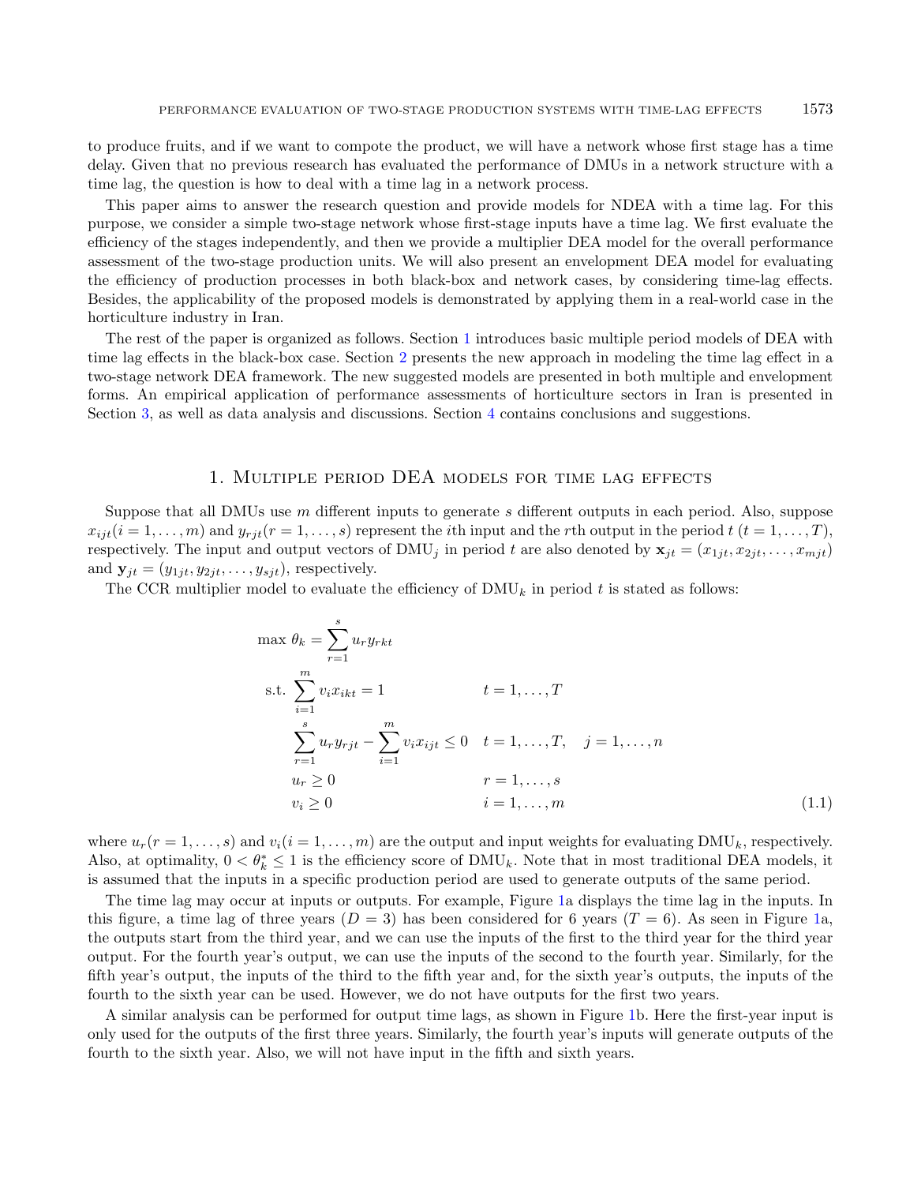to produce fruits, and if we want to compote the product, we will have a network whose first stage has a time delay. Given that no previous research has evaluated the performance of DMUs in a network structure with a time lag, the question is how to deal with a time lag in a network process.

This paper aims to answer the research question and provide models for NDEA with a time lag. For this purpose, we consider a simple two-stage network whose first-stage inputs have a time lag. We first evaluate the efficiency of the stages independently, and then we provide a multiplier DEA model for the overall performance assessment of the two-stage production units. We will also present an envelopment DEA model for evaluating the efficiency of production processes in both black-box and network cases, by considering time-lag effects. Besides, the applicability of the proposed models is demonstrated by applying them in a real-world case in the horticulture industry in Iran.

The rest of the paper is organized as follows. Section 1 introduces basic multiple period models of DEA with time lag effects in the black-box case. Section 2 presents the new approach in modeling the time lag effect in a two-stage network DEA framework. The new suggested models are presented in both multiple and envelopment forms. An empirical application of performance assessments of horticulture sectors in Iran is presented in Section 3, as well as data analysis and discussions. Section 4 contains conclusions and suggestions.

## 1. Multiple period DEA models for time lag effects

Suppose that all DMUs use $m$ different inputs to generate $s$ different outputs in each period. Also, suppose $x_{ijt} (i = 1, \ldots, m)$ and $y_{rjt} (r = 1, \ldots, s)$ represent the $i$th input and the $r$th output in the period $t$ $(t = 1, \ldots, T)$, respectively. The input and output vectors of $\text{DMU}_j$ in period $t$ are also denoted by $\mathbf{x}_{jt} = (x_{1jt}, x_{2jt}, \ldots, x_{mjt})$ and $\mathbf{y}_{jt} = (y_{1jt}, y_{2jt}, \ldots, y_{sjt})$, respectively.

The CCR multiplier model to evaluate the efficiency of $\text{DMU}_k$ in period $t$ is stated as follows:

$$
\begin{aligned}
\max\ \theta_k = & \sum_{r=1}^{s} u_r y_{rkt} \\
\text{s.t.}\ & \sum_{i=1}^{m} v_i x_{ikt} = 1 && t = 1, \ldots, T \\
& \sum_{r=1}^{s} u_r y_{rjt} - \sum_{i=1}^{m} v_i x_{ijt} \leq 0 && t = 1, \ldots, T, \quad j = 1, \ldots, n \\
& u_r \geq 0 && r = 1, \ldots, s \\
& v_i \geq 0 && i = 1, \ldots, m
\end{aligned}
\tag{1.1}
$$

where $u_r (r = 1, \ldots, s)$ and $v_i (i = 1, \ldots, m)$ are the output and input weights for evaluating $\text{DMU}_k$, respectively. Also, at optimality, $0 < \theta_k^* \leq 1$ is the efficiency score of $\text{DMU}_k$. Note that in most traditional DEA models, it is assumed that the inputs in a specific production period are used to generate outputs of the same period.

The time lag may occur at inputs or outputs. For example, Figure 1a displays the time lag in the inputs. In this figure, a time lag of three years $(D = 3)$ has been considered for 6 years $(T = 6)$. As seen in Figure 1a, the outputs start from the third year, and we can use the inputs of the first to the third year for the third year output. For the fourth year's output, we can use the inputs of the second to the fourth year. Similarly, for the fifth year's output, the inputs of the third to the fifth year and, for the sixth year's outputs, the inputs of the fourth to the sixth year can be used. However, we do not have outputs for the first two years.

A similar analysis can be performed for output time lags, as shown in Figure 1b. Here the first-year input is only used for the outputs of the first three years. Similarly, the fourth year's inputs will generate outputs of the fourth to the sixth year. Also, we will not have input in the fifth and sixth years.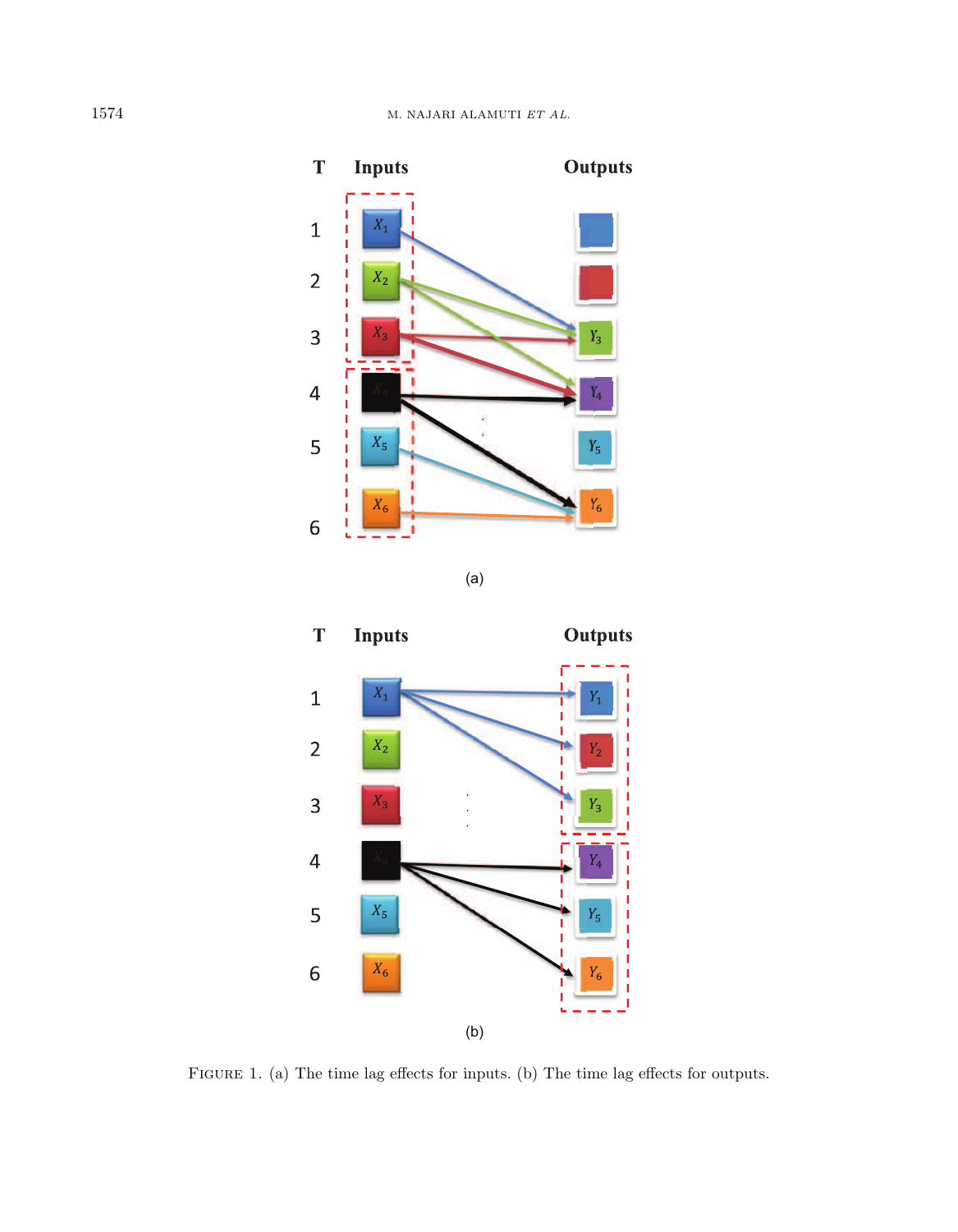FIGURE 1. (a) The time lag effects for inputs. (b) The time lag effects for outputs.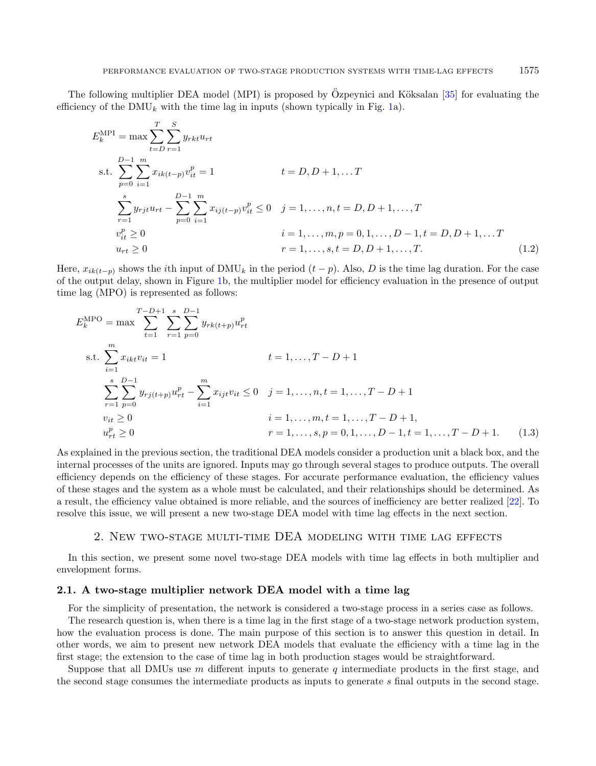The following multiplier DEA model (MPI) is proposed by Özpeynici and Köksalan [35] for evaluating the efficiency of the $\text{DMU}_k$ with the time lag in inputs (shown typically in Fig. 1a).

$$
\begin{aligned}
E_k^{\text{MPI}} = \max & \sum_{t=D}^{T} \sum_{r=1}^{S} y_{rkt} u_{rt} \\
\text{s.t.} & \sum_{p=0}^{D-1} \sum_{i=1}^{m} x_{ik(t-p)} v_{it}^{p} = 1 & & t = D, D+1, \ldots T \\
& \sum_{r=1}^{s} y_{rjt} u_{rt} - \sum_{p=0}^{D-1} \sum_{i=1}^{m} x_{ij(t-p)} v_{it}^{p} \leq 0 & & j = 1, \ldots, n, t = D, D+1, \ldots, T \\
& v_{it}^{p} \geq 0 & & i = 1, \ldots, m, p = 0, 1, \ldots, D-1, t = D, D+1, \ldots T \\
& u_{rt} \geq 0 & & r = 1, \ldots, s, t = D, D+1, \ldots, T.
\end{aligned} \tag{1.2}
$$

Here, $x_{ik(t-p)}$ shows the $i$th input of $\text{DMU}_k$ in the period $(t-p)$. Also, $D$ is the time lag duration. For the case of the output delay, shown in Figure 1b, the multiplier model for efficiency evaluation in the presence of output time lag (MPO) is represented as follows:

$$
\begin{aligned}
E_k^{\text{MPO}} = \max & \sum_{t=1}^{T-D+1} \sum_{r=1}^{s} \sum_{p=0}^{D-1} y_{rk(t+p)} u_{rt}^{p} \\
\text{s.t.} & \sum_{i=1}^{m} x_{ikt} v_{it} = 1 & & t = 1, \ldots, T-D+1 \\
& \sum_{r=1}^{s} \sum_{p=0}^{D-1} y_{rj(t+p)} u_{rt}^{p} - \sum_{i=1}^{m} x_{ijt} v_{it} \leq 0 & & j = 1, \ldots, n, t = 1, \ldots, T-D+1 \\
& v_{it} \geq 0 & & i = 1, \ldots, m, t = 1, \ldots, T-D+1, \\
& u_{rt}^{p} \geq 0 & & r = 1, \ldots, s, p = 0, 1, \ldots, D-1, t = 1, \ldots, T-D+1.
\end{aligned} \tag{1.3}
$$

As explained in the previous section, the traditional DEA models consider a production unit a black box, and the internal processes of the units are ignored. Inputs may go through several stages to produce outputs. The overall efficiency depends on the efficiency of these stages. For accurate performance evaluation, the efficiency values of these stages and the system as a whole must be calculated, and their relationships should be determined. As a result, the efficiency value obtained is more reliable, and the sources of inefficiency are better realized [22]. To resolve this issue, we will present a new two-stage DEA model with time lag effects in the next section.

## 2. New two-stage multi-time DEA modeling with time lag effects

In this section, we present some novel two-stage DEA models with time lag effects in both multiplier and envelopment forms.

### 2.1. A two-stage multiplier network DEA model with a time lag

For the simplicity of presentation, the network is considered a two-stage process in a series case as follows.

The research question is, when there is a time lag in the first stage of a two-stage network production system, how the evaluation process is done. The main purpose of this section is to answer this question in detail. In other words, we aim to present new network DEA models that evaluate the efficiency with a time lag in the first stage; the extension to the case of time lag in both production stages would be straightforward.

Suppose that all DMUs use $m$ different inputs to generate $q$ intermediate products in the first stage, and the second stage consumes the intermediate products as inputs to generate $s$ final outputs in the second stage.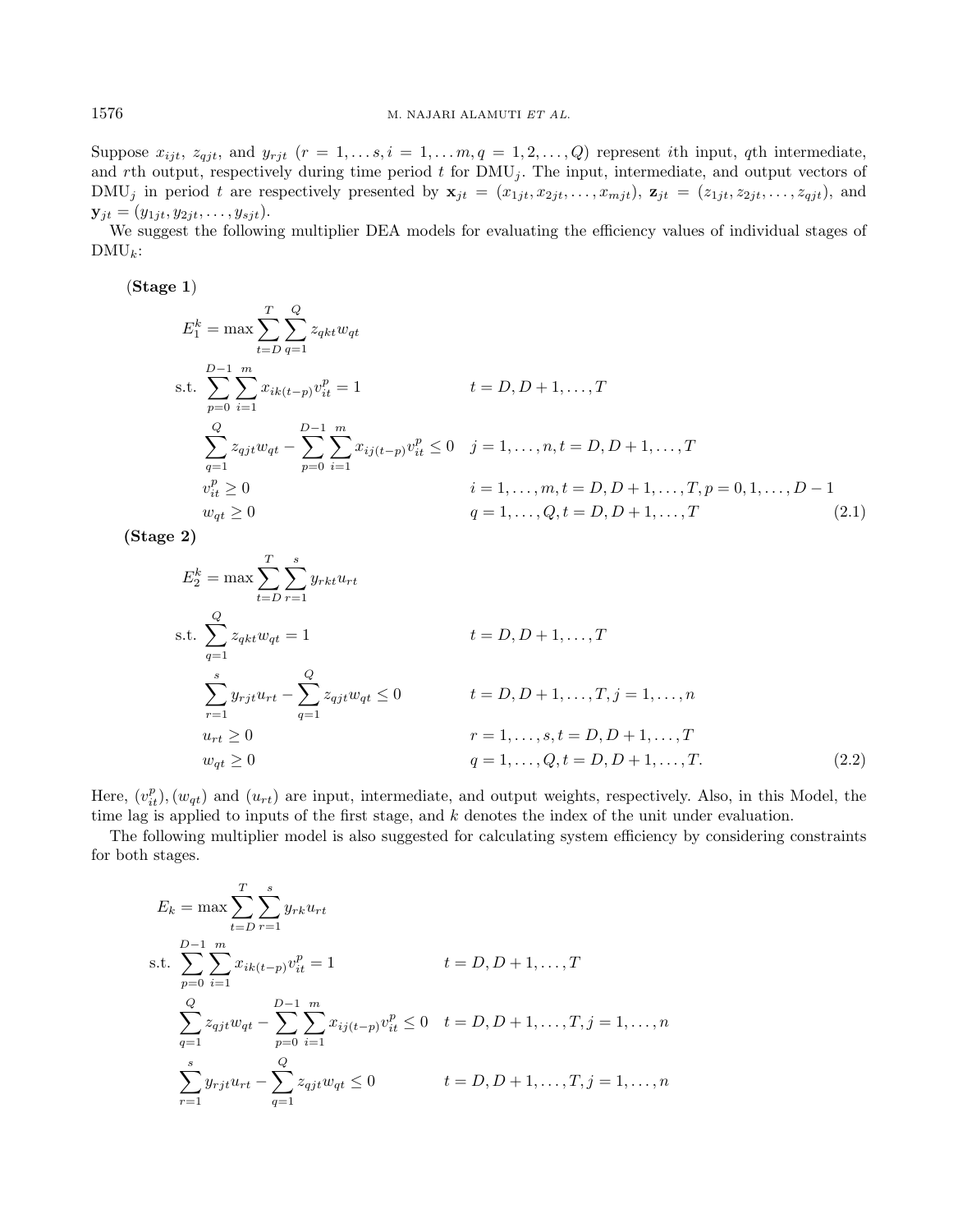Suppose $x_{ijt}$, $z_{qjt}$, and $y_{rjt}$ ($r = 1, \ldots s, i = 1, \ldots m, q = 1, 2, \ldots, Q$) represent $i$th input, $q$th intermediate, and $r$th output, respectively during time period $t$ for DMU$_j$. The input, intermediate, and output vectors of DMU$_j$ in period $t$ are respectively presented by $\mathbf{x}_{jt} = (x_{1jt}, x_{2jt}, \ldots, x_{mjt})$, $\mathbf{z}_{jt} = (z_{1jt}, z_{2jt}, \ldots, z_{qjt})$, and $\mathbf{y}_{jt} = (y_{1jt}, y_{2jt}, \ldots, y_{sjt})$.

We suggest the following multiplier DEA models for evaluating the efficiency values of individual stages of DMU$_k$:

(**Stage 1**)

$$
\begin{aligned}
E_1^k = \max & \sum_{t=D}^{T} \sum_{q=1}^{Q} z_{qkt} w_{qt} \\
\text{s.t.} & \sum_{p=0}^{D-1} \sum_{i=1}^{m} x_{ik(t-p)} v_{it}^p = 1 && t = D, D+1, \ldots, T \\
& \sum_{q=1}^{Q} z_{qjt} w_{qt} - \sum_{p=0}^{D-1} \sum_{i=1}^{m} x_{ij(t-p)} v_{it}^p \leq 0 && j = 1, \ldots, n, t = D, D+1, \ldots, T \\
& v_{it}^p \geq 0 && i = 1, \ldots, m, t = D, D+1, \ldots, T, p = 0, 1, \ldots, D-1 \\
& w_{qt} \geq 0 && q = 1, \ldots, Q, t = D, D+1, \ldots, T
\end{aligned}
\tag{2.1}
$$

**(Stage 2)**

$$
\begin{aligned}
E_2^k = \max & \sum_{t=D}^{T} \sum_{r=1}^{s} y_{rkt} u_{rt} \\
\text{s.t.} & \sum_{q=1}^{Q} z_{qkt} w_{qt} = 1 && t = D, D+1, \ldots, T \\
& \sum_{r=1}^{s} y_{rjt} u_{rt} - \sum_{q=1}^{Q} z_{qjt} w_{qt} \leq 0 && t = D, D+1, \ldots, T, j = 1, \ldots, n \\
& u_{rt} \geq 0 && r = 1, \ldots, s, t = D, D+1, \ldots, T \\
& w_{qt} \geq 0 && q = 1, \ldots, Q, t = D, D+1, \ldots, T.
\end{aligned}
\tag{2.2}
$$

Here, $(v_{it}^p), (w_{qt})$ and $(u_{rt})$ are input, intermediate, and output weights, respectively. Also, in this Model, the time lag is applied to inputs of the first stage, and $k$ denotes the index of the unit under evaluation.

The following multiplier model is also suggested for calculating system efficiency by considering constraints for both stages.

$$
\begin{aligned}
E_k = \max & \sum_{t=D}^{T} \sum_{r=1}^{s} y_{rk} u_{rt} \\
\text{s.t.} & \sum_{p=0}^{D-1} \sum_{i=1}^{m} x_{ik(t-p)} v_{it}^p = 1 && t = D, D+1, \ldots, T \\
& \sum_{q=1}^{Q} z_{qjt} w_{qt} - \sum_{p=0}^{D-1} \sum_{i=1}^{m} x_{ij(t-p)} v_{it}^p \leq 0 && t = D, D+1, \ldots, T, j = 1, \ldots, n \\
& \sum_{r=1}^{s} y_{rjt} u_{rt} - \sum_{q=1}^{Q} z_{qjt} w_{qt} \leq 0 && t = D, D+1, \ldots, T, j = 1, \ldots, n
\end{aligned}
$$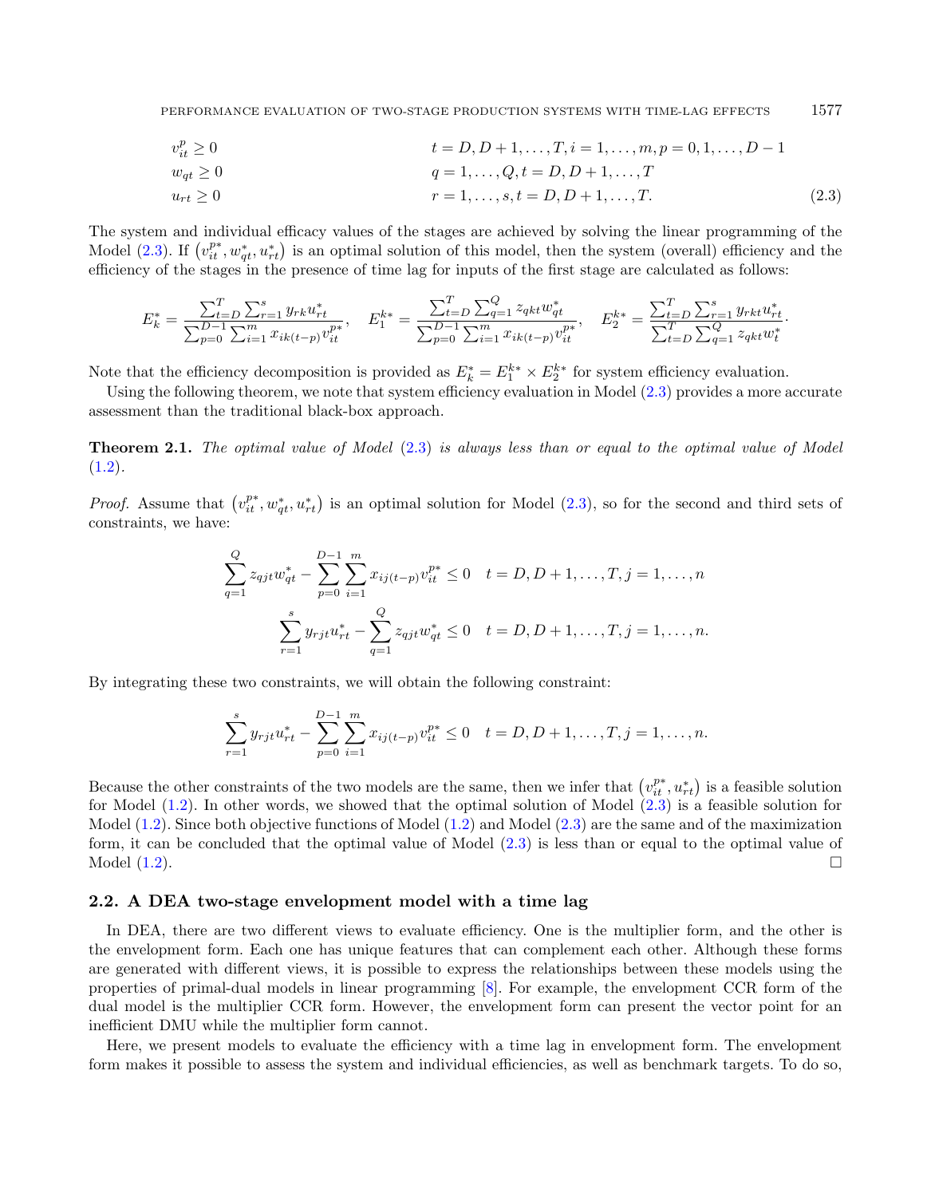$$
\begin{aligned}
& v_{it}^{p} \geq 0 && t = D, D+1, \ldots, T, i = 1, \ldots, m, p = 0, 1, \ldots, D-1 \\
& w_{qt} \geq 0 && q = 1, \ldots, Q, t = D, D+1, \ldots, T \\
& u_{rt} \geq 0 && r = 1, \ldots, s, t = D, D+1, \ldots, T. \qquad (2.3)
\end{aligned}
$$

The system and individual efficacy values of the stages are achieved by solving the linear programming of the Model (2.3). If $\left(v_{it}^{p*}, w_{qt}^{*}, u_{rt}^{*}\right)$ is an optimal solution of this model, then the system (overall) efficiency and the efficiency of the stages in the presence of time lag for inputs of the first stage are calculated as follows:

$$
E_k^* = \frac{\sum_{t=D}^{T} \sum_{r=1}^{s} y_{rk} u_{rt}^*}{\sum_{p=0}^{D-1} \sum_{i=1}^{m} x_{ik(t-p)} v_{it}^{p*}}, \quad E_1^{k*} = \frac{\sum_{t=D}^{T} \sum_{q=1}^{Q} z_{qkt} w_{qt}^*}{\sum_{p=0}^{D-1} \sum_{i=1}^{m} x_{ik(t-p)} v_{it}^{p*}}, \quad E_2^{k*} = \frac{\sum_{t=D}^{T} \sum_{r=1}^{s} y_{rkt} u_{rt}^*}{\sum_{t=D}^{T} \sum_{q=1}^{Q} z_{qkt} w_t^*}.
$$

Note that the efficiency decomposition is provided as $E_k^* = E_1^{k*} \times E_2^{k*}$ for system efficiency evaluation.

Using the following theorem, we note that system efficiency evaluation in Model (2.3) provides a more accurate assessment than the traditional black-box approach.

**Theorem 2.1.** *The optimal value of Model (2.3) is always less than or equal to the optimal value of Model (1.2).*

*Proof.* Assume that $\left(v_{it}^{p*}, w_{qt}^{*}, u_{rt}^{*}\right)$ is an optimal solution for Model (2.3), so for the second and third sets of constraints, we have:

$$
\begin{aligned}
\sum_{q=1}^{Q} z_{qjt} w_{qt}^* - \sum_{p=0}^{D-1} \sum_{i=1}^{m} x_{ij(t-p)} v_{it}^{p*} \leq 0 \quad & t = D, D+1, \ldots, T, j = 1, \ldots, n \\
\sum_{r=1}^{s} y_{rjt} u_{rt}^* - \sum_{q=1}^{Q} z_{qjt} w_{qt}^* \leq 0 \quad & t = D, D+1, \ldots, T, j = 1, \ldots, n.
\end{aligned}
$$

By integrating these two constraints, we will obtain the following constraint:

$$
\sum_{r=1}^{s} y_{rjt} u_{rt}^* - \sum_{p=0}^{D-1} \sum_{i=1}^{m} x_{ij(t-p)} v_{it}^{p*} \leq 0 \quad t = D, D+1, \ldots, T, j = 1, \ldots, n.
$$

Because the other constraints of the two models are the same, then we infer that $\left(v_{it}^{p*}, u_{rt}^{*}\right)$ is a feasible solution for Model (1.2). In other words, we showed that the optimal solution of Model (2.3) is a feasible solution for Model (1.2). Since both objective functions of Model (1.2) and Model (2.3) are the same and of the maximization form, it can be concluded that the optimal value of Model (2.3) is less than or equal to the optimal value of Model (1.2). □

### 2.2. A DEA two-stage envelopment model with a time lag

In DEA, there are two different views to evaluate efficiency. One is the multiplier form, and the other is the envelopment form. Each one has unique features that can complement each other. Although these forms are generated with different views, it is possible to express the relationships between these models using the properties of primal-dual models in linear programming [8]. For example, the envelopment CCR form of the dual model is the multiplier CCR form. However, the envelopment form can present the vector point for an inefficient DMU while the multiplier form cannot.

Here, we present models to evaluate the efficiency with a time lag in envelopment form. The envelopment form makes it possible to assess the system and individual efficiencies, as well as benchmark targets. To do so,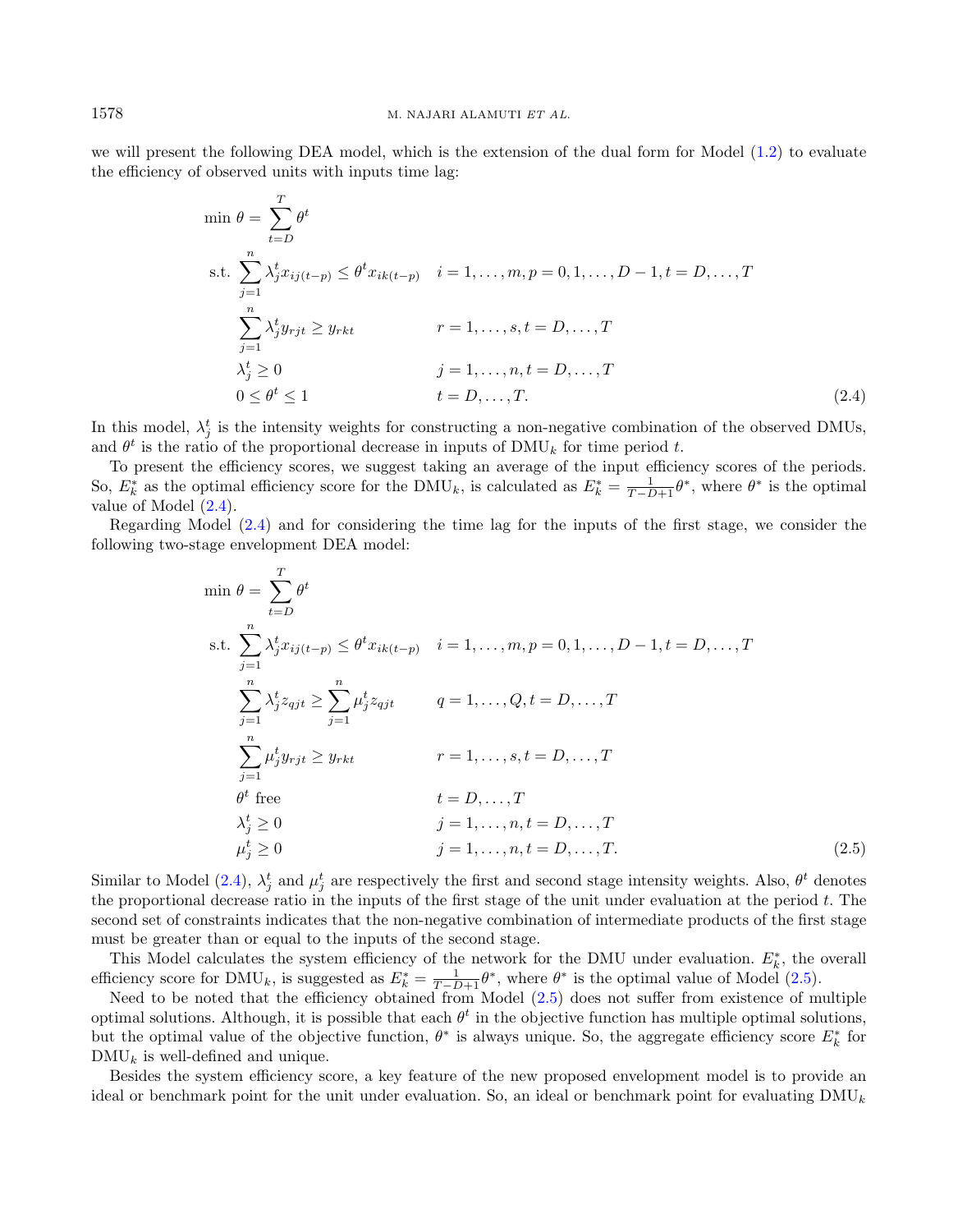we will present the following DEA model, which is the extension of the dual form for Model (1.2) to evaluate the efficiency of observed units with inputs time lag:

$$
\begin{aligned}
\min\ \theta = & \sum_{t=D}^{T} \theta^t \\
\text{s.t.}\ & \sum_{j=1}^{n} \lambda_j^t x_{ij(t-p)} \leq \theta^t x_{ik(t-p)} && i=1,\ldots,m, p=0,1,\ldots,D-1, t=D,\ldots,T \\
& \sum_{j=1}^{n} \lambda_j^t y_{rjt} \geq y_{rkt} && r=1,\ldots,s, t=D,\ldots,T \\
& \lambda_j^t \geq 0 && j=1,\ldots,n, t=D,\ldots,T \\
& 0 \leq \theta^t \leq 1 && t=D,\ldots,T.
\end{aligned}
\tag{2.4}
$$

In this model, $\lambda_j^t$ is the intensity weights for constructing a non-negative combination of the observed DMUs, and $\theta^t$ is the ratio of the proportional decrease in inputs of $\text{DMU}_k$ for time period $t$.

To present the efficiency scores, we suggest taking an average of the input efficiency scores of the periods. So, $E_k^*$ as the optimal efficiency score for the $\text{DMU}_k$, is calculated as $E_k^* = \frac{1}{T-D+1}\theta^*$, where $\theta^*$ is the optimal value of Model (2.4).

Regarding Model (2.4) and for considering the time lag for the inputs of the first stage, we consider the following two-stage envelopment DEA model:

$$
\begin{aligned}
\min\ \theta = & \sum_{t=D}^{T} \theta^t \\
\text{s.t.}\ & \sum_{j=1}^{n} \lambda_j^t x_{ij(t-p)} \leq \theta^t x_{ik(t-p)} && i=1,\ldots,m, p=0,1,\ldots,D-1, t=D,\ldots,T \\
& \sum_{j=1}^{n} \lambda_j^t z_{qjt} \geq \sum_{j=1}^{n} \mu_j^t z_{qjt} && q=1,\ldots,Q, t=D,\ldots,T \\
& \sum_{j=1}^{n} \mu_j^t y_{rjt} \geq y_{rkt} && r=1,\ldots,s, t=D,\ldots,T \\
& \theta^t \text{ free} && t=D,\ldots,T \\
& \lambda_j^t \geq 0 && j=1,\ldots,n, t=D,\ldots,T \\
& \mu_j^t \geq 0 && j=1,\ldots,n, t=D,\ldots,T.
\end{aligned}
\tag{2.5}
$$

Similar to Model (2.4), $\lambda_j^t$ and $\mu_j^t$ are respectively the first and second stage intensity weights. Also, $\theta^t$ denotes the proportional decrease ratio in the inputs of the first stage of the unit under evaluation at the period $t$. The second set of constraints indicates that the non-negative combination of intermediate products of the first stage must be greater than or equal to the inputs of the second stage.

This Model calculates the system efficiency of the network for the DMU under evaluation. $E_k^*$, the overall efficiency score for $\text{DMU}_k$, is suggested as $E_k^* = \frac{1}{T-D+1}\theta^*$, where $\theta^*$ is the optimal value of Model (2.5).

Need to be noted that the efficiency obtained from Model (2.5) does not suffer from existence of multiple optimal solutions. Although, it is possible that each $\theta^t$ in the objective function has multiple optimal solutions, but the optimal value of the objective function, $\theta^*$ is always unique. So, the aggregate efficiency score $E_k^*$ for $\text{DMU}_k$ is well-defined and unique.

Besides the system efficiency score, a key feature of the new proposed envelopment model is to provide an ideal or benchmark point for the unit under evaluation. So, an ideal or benchmark point for evaluating $\text{DMU}_k$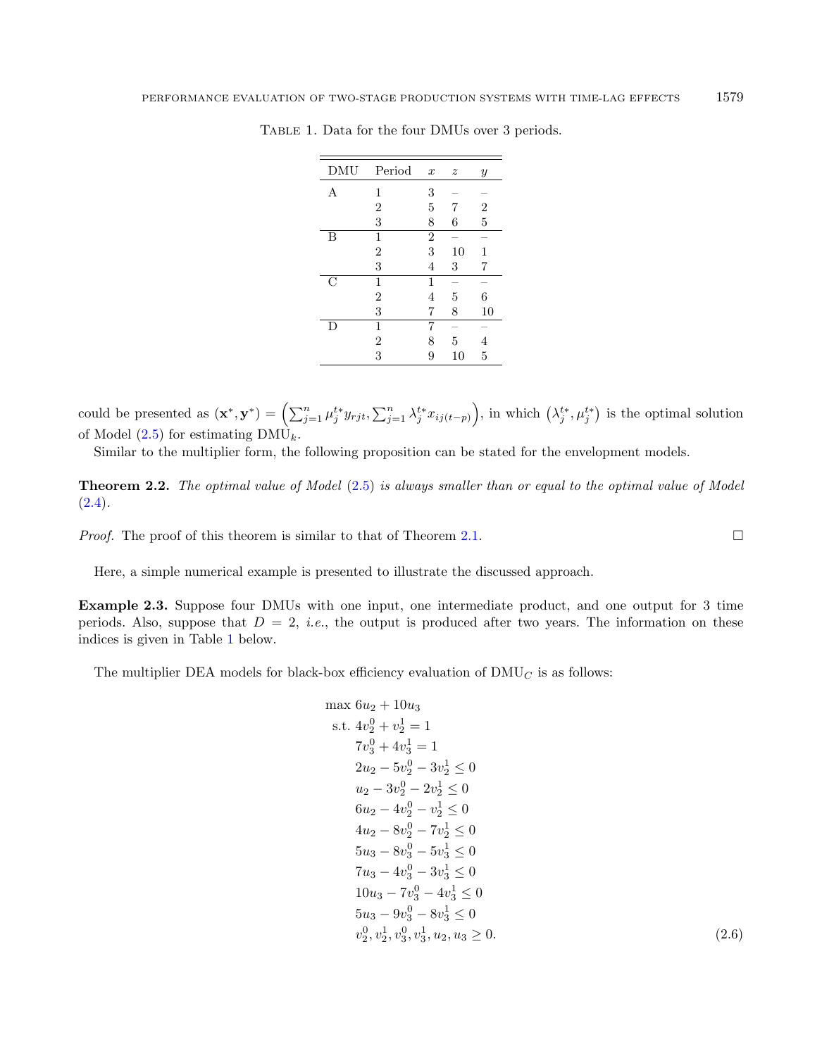Table 1. Data for the four DMUs over 3 periods.

| DMU | Period | $x$ | $z$ | $y$ |
|---|---|---|---|---|
| A | 1 | 3 | – | – |
| | 2 | 5 | 7 | 2 |
| | 3 | 8 | 6 | 5 |
| B | 1 | 2 | – | – |
| | 2 | 3 | 10 | 1 |
| | 3 | 4 | 3 | 7 |
| C | 1 | 1 | – | – |
| | 2 | 4 | 5 | 6 |
| | 3 | 7 | 8 | 10 |
| D | 1 | 7 | – | – |
| | 2 | 8 | 5 | 4 |
| | 3 | 9 | 10 | 5 |

could be presented as $(\mathbf{x}^*, \mathbf{y}^*) = \left(\sum_{j=1}^{n} \mu_j^{t*} y_{rjt}, \sum_{j=1}^{n} \lambda_j^{t*} x_{ij(t-p)}\right)$, in which $\left(\lambda_j^{t*}, \mu_j^{t*}\right)$ is the optimal solution of Model (2.5) for estimating $\text{DMU}_k$.

Similar to the multiplier form, the following proposition can be stated for the envelopment models.

**Theorem 2.2.** *The optimal value of Model* (2.5) *is always smaller than or equal to the optimal value of Model* (2.4).

*Proof.* The proof of this theorem is similar to that of Theorem 2.1. □

Here, a simple numerical example is presented to illustrate the discussed approach.

**Example 2.3.** Suppose four DMUs with one input, one intermediate product, and one output for 3 time periods. Also, suppose that $D = 2$, *i.e.*, the output is produced after two years. The information on these indices is given in Table 1 below.

The multiplier DEA models for black-box efficiency evaluation of $\text{DMU}_C$ is as follows:

$$
\begin{aligned}
\max\ & 6u_2 + 10u_3 \\
\text{s.t.}\ & 4v_2^0 + v_2^1 = 1 \\
& 7v_3^0 + 4v_3^1 = 1 \\
& 2u_2 - 5v_2^0 - 3v_2^1 \leq 0 \\
& u_2 - 3v_2^0 - 2v_2^1 \leq 0 \\
& 6u_2 - 4v_2^0 - v_2^1 \leq 0 \\
& 4u_2 - 8v_2^0 - 7v_2^1 \leq 0 \\
& 5u_3 - 8v_3^0 - 5v_3^1 \leq 0 \\
& 7u_3 - 4v_3^0 - 3v_3^1 \leq 0 \\
& 10u_3 - 7v_3^0 - 4v_3^1 \leq 0 \\
& 5u_3 - 9v_3^0 - 8v_3^1 \leq 0 \\
& v_2^0, v_2^1, v_3^0, v_3^1, u_2, u_3 \geq 0.
\end{aligned}
\tag{2.6}
$$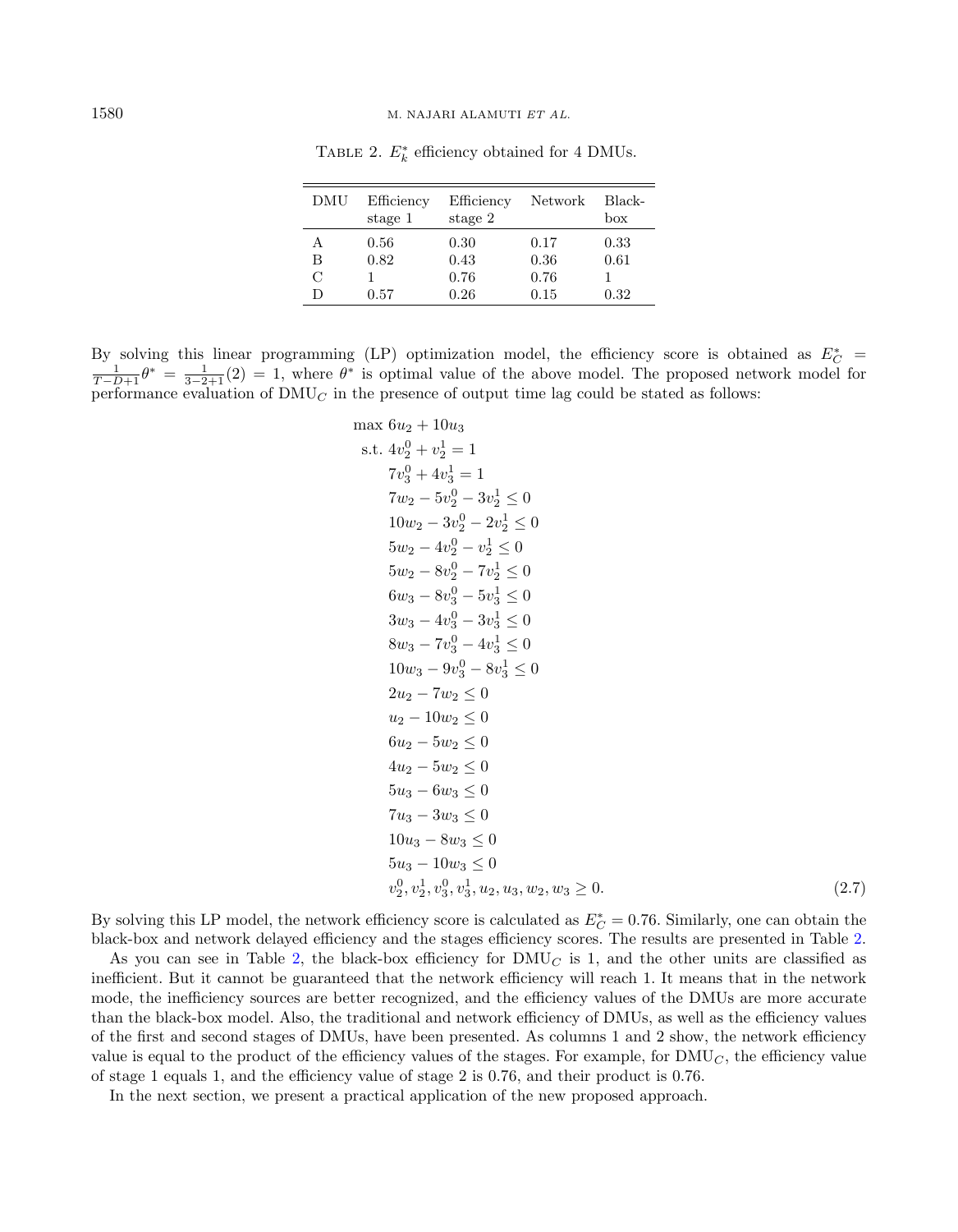TABLE 2. $E_k^*$ efficiency obtained for 4 DMUs.

| DMU | Efficiency stage 1 | Efficiency stage 2 | Network | Black-box |
|---|---|---|---|---|
| A | 0.56 | 0.30 | 0.17 | 0.33 |
| B | 0.82 | 0.43 | 0.36 | 0.61 |
| C | 1 | 0.76 | 0.76 | 1 |
| D | 0.57 | 0.26 | 0.15 | 0.32 |

By solving this linear programming (LP) optimization model, the efficiency score is obtained as $E_C^* = \frac{1}{T-D+1}\theta^* = \frac{1}{3-2+1}(2) = 1$, where $\theta^*$ is optimal value of the above model. The proposed network model for performance evaluation of $\text{DMU}_C$ in the presence of output time lag could be stated as follows:

$$
\begin{aligned}
\max\ & 6u_2 + 10u_3 \\
\text{s.t. } & 4v_2^0 + v_2^1 = 1 \\
& 7v_3^0 + 4v_3^1 = 1 \\
& 7w_2 - 5v_2^0 - 3v_2^1 \leq 0 \\
& 10w_2 - 3v_2^0 - 2v_2^1 \leq 0 \\
& 5w_2 - 4v_2^0 - v_2^1 \leq 0 \\
& 5w_2 - 8v_2^0 - 7v_2^1 \leq 0 \\
& 6w_3 - 8v_3^0 - 5v_3^1 \leq 0 \\
& 3w_3 - 4v_3^0 - 3v_3^1 \leq 0 \\
& 8w_3 - 7v_3^0 - 4v_3^1 \leq 0 \\
& 10w_3 - 9v_3^0 - 8v_3^1 \leq 0 \\
& 2u_2 - 7w_2 \leq 0 \\
& u_2 - 10w_2 \leq 0 \\
& 6u_2 - 5w_2 \leq 0 \\
& 4u_2 - 5w_2 \leq 0 \\
& 5u_3 - 6w_3 \leq 0 \\
& 7u_3 - 3w_3 \leq 0 \\
& 10u_3 - 8w_3 \leq 0 \\
& 5u_3 - 10w_3 \leq 0 \\
& v_2^0, v_2^1, v_3^0, v_3^1, u_2, u_3, w_2, w_3 \geq 0.
\end{aligned}
\tag{2.7}
$$

By solving this LP model, the network efficiency score is calculated as $E_C^* = 0.76$. Similarly, one can obtain the black-box and network delayed efficiency and the stages efficiency scores. The results are presented in Table 2.

As you can see in Table 2, the black-box efficiency for $\text{DMU}_C$ is 1, and the other units are classified as inefficient. But it cannot be guaranteed that the network efficiency will reach 1. It means that in the network mode, the inefficiency sources are better recognized, and the efficiency values of the DMUs are more accurate than the black-box model. Also, the traditional and network efficiency of DMUs, as well as the efficiency values of the first and second stages of DMUs, have been presented. As columns 1 and 2 show, the network efficiency value is equal to the product of the efficiency values of the stages. For example, for $\text{DMU}_C$, the efficiency value of stage 1 equals 1, and the efficiency value of stage 2 is 0.76, and their product is 0.76.

In the next section, we present a practical application of the new proposed approach.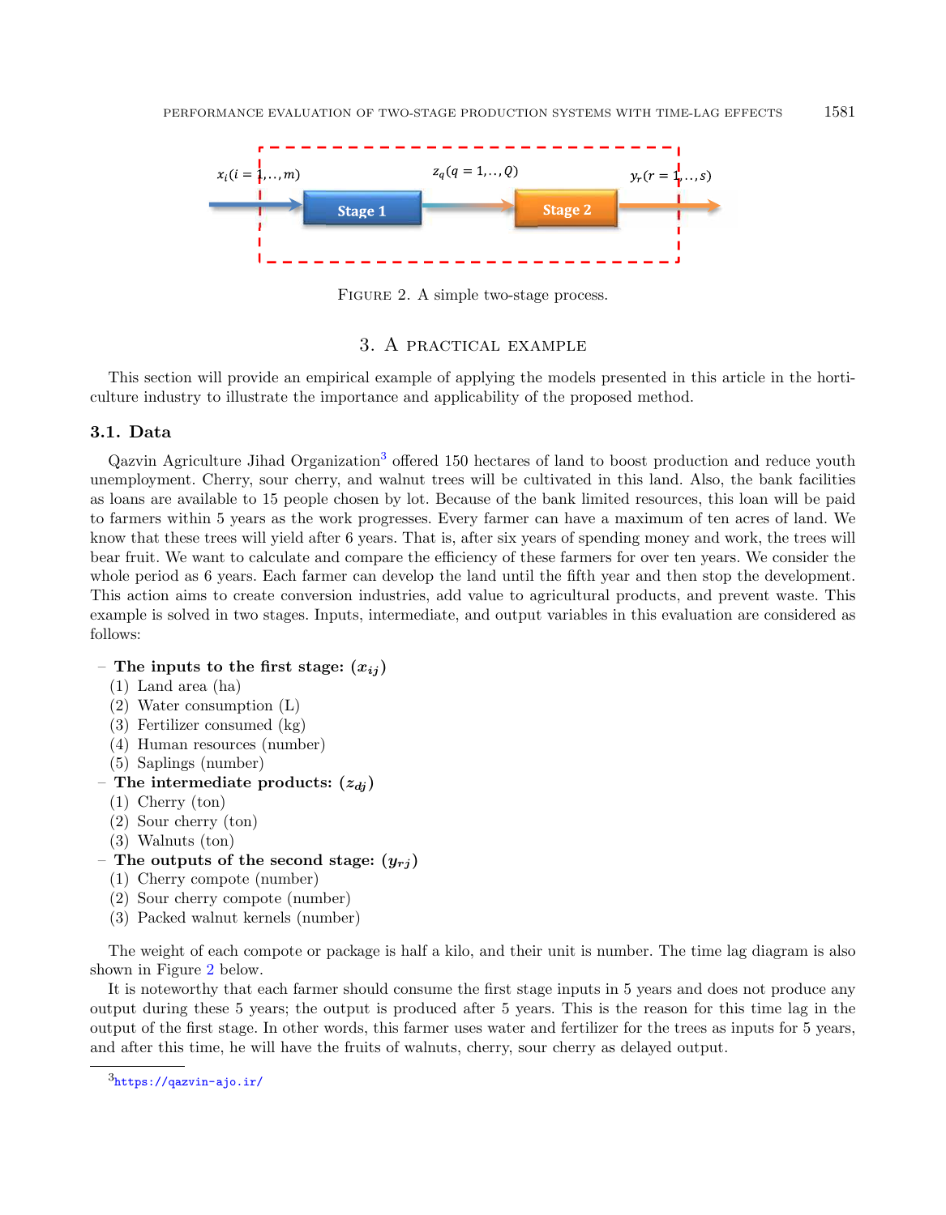FIGURE 2. A simple two-stage process.

## 3. A practical example

This section will provide an empirical example of applying the models presented in this article in the horticulture industry to illustrate the importance and applicability of the proposed method.

### 3.1. Data

Qazvin Agriculture Jihad Organization[3] offered 150 hectares of land to boost production and reduce youth unemployment. Cherry, sour cherry, and walnut trees will be cultivated in this land. Also, the bank facilities as loans are available to 15 people chosen by lot. Because of the bank limited resources, this loan will be paid to farmers within 5 years as the work progresses. Every farmer can have a maximum of ten acres of land. We know that these trees will yield after 6 years. That is, after six years of spending money and work, the trees will bear fruit. We want to calculate and compare the efficiency of these farmers for over ten years. We consider the whole period as 6 years. Each farmer can develop the land until the fifth year and then stop the development. This action aims to create conversion industries, add value to agricultural products, and prevent waste. This example is solved in two stages. Inputs, intermediate, and output variables in this evaluation are considered as follows:

- **The inputs to the first stage: ($x_{ij}$)**
  1. Land area (ha)
  2. Water consumption (L)
  3. Fertilizer consumed (kg)
  4. Human resources (number)
  5. Saplings (number)
- **The intermediate products: ($z_{dj}$)**
  1. Cherry (ton)
  2. Sour cherry (ton)
  3. Walnuts (ton)
- **The outputs of the second stage: ($y_{rj}$)**
  1. Cherry compote (number)
  2. Sour cherry compote (number)
  3. Packed walnut kernels (number)

The weight of each compote or package is half a kilo, and their unit is number. The time lag diagram is also shown in Figure 2 below.

It is noteworthy that each farmer should consume the first stage inputs in 5 years and does not produce any output during these 5 years; the output is produced after 5 years. This is the reason for this time lag in the output of the first stage. In other words, this farmer uses water and fertilizer for the trees as inputs for 5 years, and after this time, he will have the fruits of walnuts, cherry, sour cherry as delayed output.

[3] https://qazvin-ajo.ir/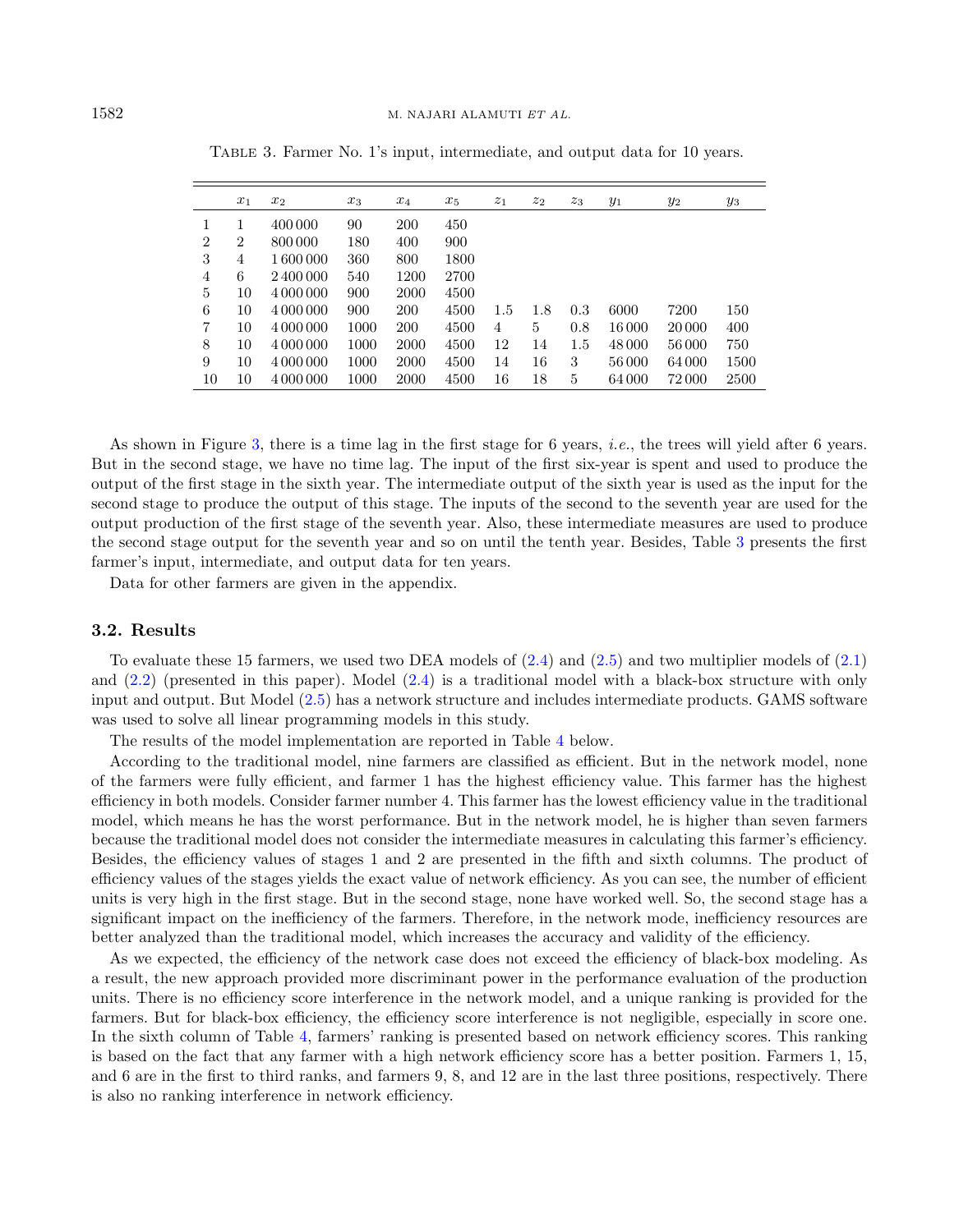Table 3. Farmer No. 1's input, intermediate, and output data for 10 years.

| | $x_1$ | $x_2$ | $x_3$ | $x_4$ | $x_5$ | $z_1$ | $z_2$ | $z_3$ | $y_1$ | $y_2$ | $y_3$ |
|---|---|---|---|---|---|---|---|---|---|---|---|
| 1 | 1 | 400 000 | 90 | 200 | 450 | | | | | | |
| 2 | 2 | 800 000 | 180 | 400 | 900 | | | | | | |
| 3 | 4 | 1 600 000 | 360 | 800 | 1800 | | | | | | |
| 4 | 6 | 2 400 000 | 540 | 1200 | 2700 | | | | | | |
| 5 | 10 | 4 000 000 | 900 | 2000 | 4500 | | | | | | |
| 6 | 10 | 4 000 000 | 900 | 200 | 4500 | 1.5 | 1.8 | 0.3 | 6000 | 7200 | 150 |
| 7 | 10 | 4 000 000 | 1000 | 200 | 4500 | 4 | 5 | 0.8 | 16 000 | 20 000 | 400 |
| 8 | 10 | 4 000 000 | 1000 | 2000 | 4500 | 12 | 14 | 1.5 | 48 000 | 56 000 | 750 |
| 9 | 10 | 4 000 000 | 1000 | 2000 | 4500 | 14 | 16 | 3 | 56 000 | 64 000 | 1500 |
| 10 | 10 | 4 000 000 | 1000 | 2000 | 4500 | 16 | 18 | 5 | 64 000 | 72 000 | 2500 |

As shown in Figure 3, there is a time lag in the first stage for 6 years, *i.e.*, the trees will yield after 6 years. But in the second stage, we have no time lag. The input of the first six-year is spent and used to produce the output of the first stage in the sixth year. The intermediate output of the sixth year is used as the input for the second stage to produce the output of this stage. The inputs of the second to the seventh year are used for the output production of the first stage of the seventh year. Also, these intermediate measures are used to produce the second stage output for the seventh year and so on until the tenth year. Besides, Table 3 presents the first farmer's input, intermediate, and output data for ten years.

Data for other farmers are given in the appendix.

### 3.2. Results

To evaluate these 15 farmers, we used two DEA models of (2.4) and (2.5) and two multiplier models of (2.1) and (2.2) (presented in this paper). Model (2.4) is a traditional model with a black-box structure with only input and output. But Model (2.5) has a network structure and includes intermediate products. GAMS software was used to solve all linear programming models in this study.

The results of the model implementation are reported in Table 4 below.

According to the traditional model, nine farmers are classified as efficient. But in the network model, none of the farmers were fully efficient, and farmer 1 has the highest efficiency value. This farmer has the highest efficiency in both models. Consider farmer number 4. This farmer has the lowest efficiency value in the traditional model, which means he has the worst performance. But in the network model, he is higher than seven farmers because the traditional model does not consider the intermediate measures in calculating this farmer's efficiency. Besides, the efficiency values of stages 1 and 2 are presented in the fifth and sixth columns. The product of efficiency values of the stages yields the exact value of network efficiency. As you can see, the number of efficient units is very high in the first stage. But in the second stage, none have worked well. So, the second stage has a significant impact on the inefficiency of the farmers. Therefore, in the network mode, inefficiency resources are better analyzed than the traditional model, which increases the accuracy and validity of the efficiency.

As we expected, the efficiency of the network case does not exceed the efficiency of black-box modeling. As a result, the new approach provided more discriminant power in the performance evaluation of the production units. There is no efficiency score interference in the network model, and a unique ranking is provided for the farmers. But for black-box efficiency, the efficiency score interference is not negligible, especially in score one. In the sixth column of Table 4, farmers' ranking is presented based on network efficiency scores. This ranking is based on the fact that any farmer with a high network efficiency score has a better position. Farmers 1, 15, and 6 are in the first to third ranks, and farmers 9, 8, and 12 are in the last three positions, respectively. There is also no ranking interference in network efficiency.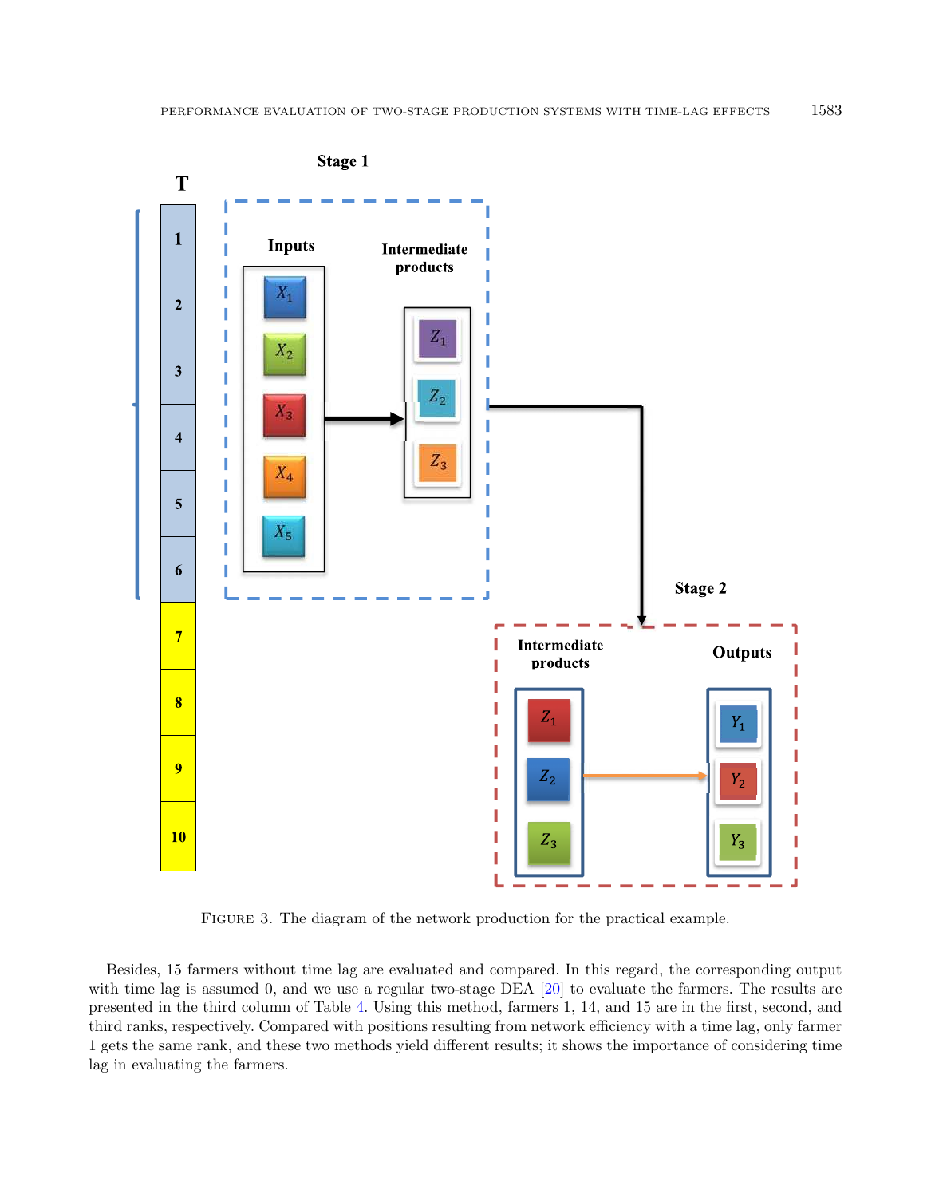Figure 3. The diagram of the network production for the practical example.

Besides, 15 farmers without time lag are evaluated and compared. In this regard, the corresponding output with time lag is assumed 0, and we use a regular two-stage DEA [20] to evaluate the farmers. The results are presented in the third column of Table 4. Using this method, farmers 1, 14, and 15 are in the first, second, and third ranks, respectively. Compared with positions resulting from network efficiency with a time lag, only farmer 1 gets the same rank, and these two methods yield different results; it shows the importance of considering time lag in evaluating the farmers.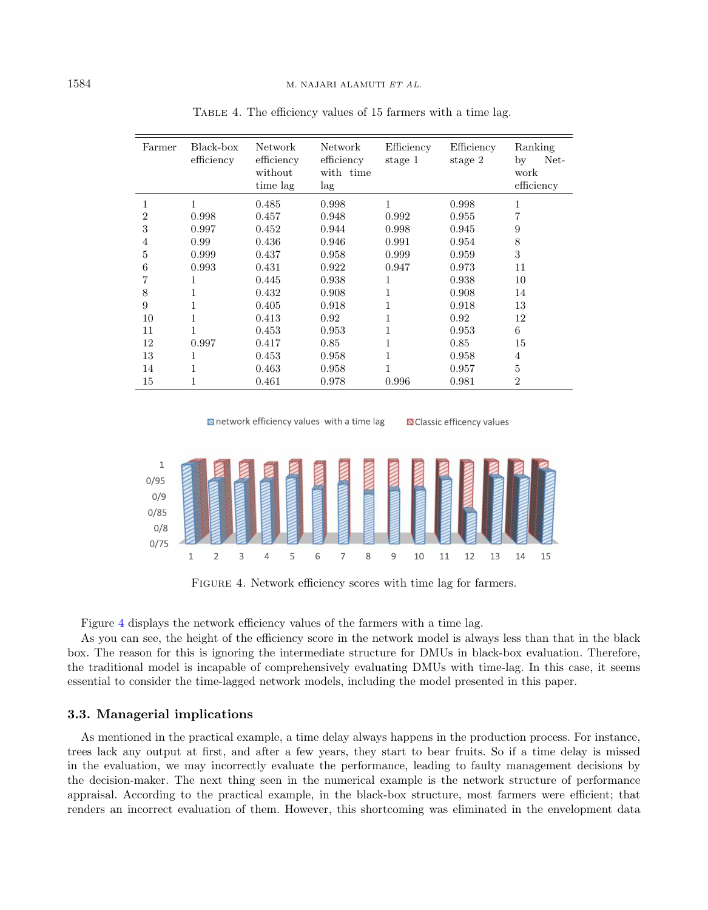Table 4. The efficiency values of 15 farmers with a time lag.

| Farmer | Black-box efficiency | Network efficiency without time lag | Network efficiency with time lag | Efficiency stage 1 | Efficiency stage 2 | Ranking by Network efficiency |
|---|---|---|---|---|---|---|
| 1 | 1 | 0.485 | 0.998 | 1 | 0.998 | 1 |
| 2 | 0.998 | 0.457 | 0.948 | 0.992 | 0.955 | 7 |
| 3 | 0.997 | 0.452 | 0.944 | 0.998 | 0.945 | 9 |
| 4 | 0.99 | 0.436 | 0.946 | 0.991 | 0.954 | 8 |
| 5 | 0.999 | 0.437 | 0.958 | 0.999 | 0.959 | 3 |
| 6 | 0.993 | 0.431 | 0.922 | 0.947 | 0.973 | 11 |
| 7 | 1 | 0.445 | 0.938 | 1 | 0.938 | 10 |
| 8 | 1 | 0.432 | 0.908 | 1 | 0.908 | 14 |
| 9 | 1 | 0.405 | 0.918 | 1 | 0.918 | 13 |
| 10 | 1 | 0.413 | 0.92 | 1 | 0.92 | 12 |
| 11 | 1 | 0.453 | 0.953 | 1 | 0.953 | 6 |
| 12 | 0.997 | 0.417 | 0.85 | 1 | 0.85 | 15 |
| 13 | 1 | 0.453 | 0.958 | 1 | 0.958 | 4 |
| 14 | 1 | 0.463 | 0.958 | 1 | 0.957 | 5 |
| 15 | 1 | 0.461 | 0.978 | 0.996 | 0.981 | 2 |

Figure 4. Network efficiency scores with time lag for farmers.

Figure 4 displays the network efficiency values of the farmers with a time lag.

As you can see, the height of the efficiency score in the network model is always less than that in the black box. The reason for this is ignoring the intermediate structure for DMUs in black-box evaluation. Therefore, the traditional model is incapable of comprehensively evaluating DMUs with time-lag. In this case, it seems essential to consider the time-lagged network models, including the model presented in this paper.

### 3.3. Managerial implications

As mentioned in the practical example, a time delay always happens in the production process. For instance, trees lack any output at first, and after a few years, they start to bear fruits. So if a time delay is missed in the evaluation, we may incorrectly evaluate the performance, leading to faulty management decisions by the decision-maker. The next thing seen in the numerical example is the network structure of performance appraisal. According to the practical example, in the black-box structure, most farmers were efficient; that renders an incorrect evaluation of them. However, this shortcoming was eliminated in the envelopment data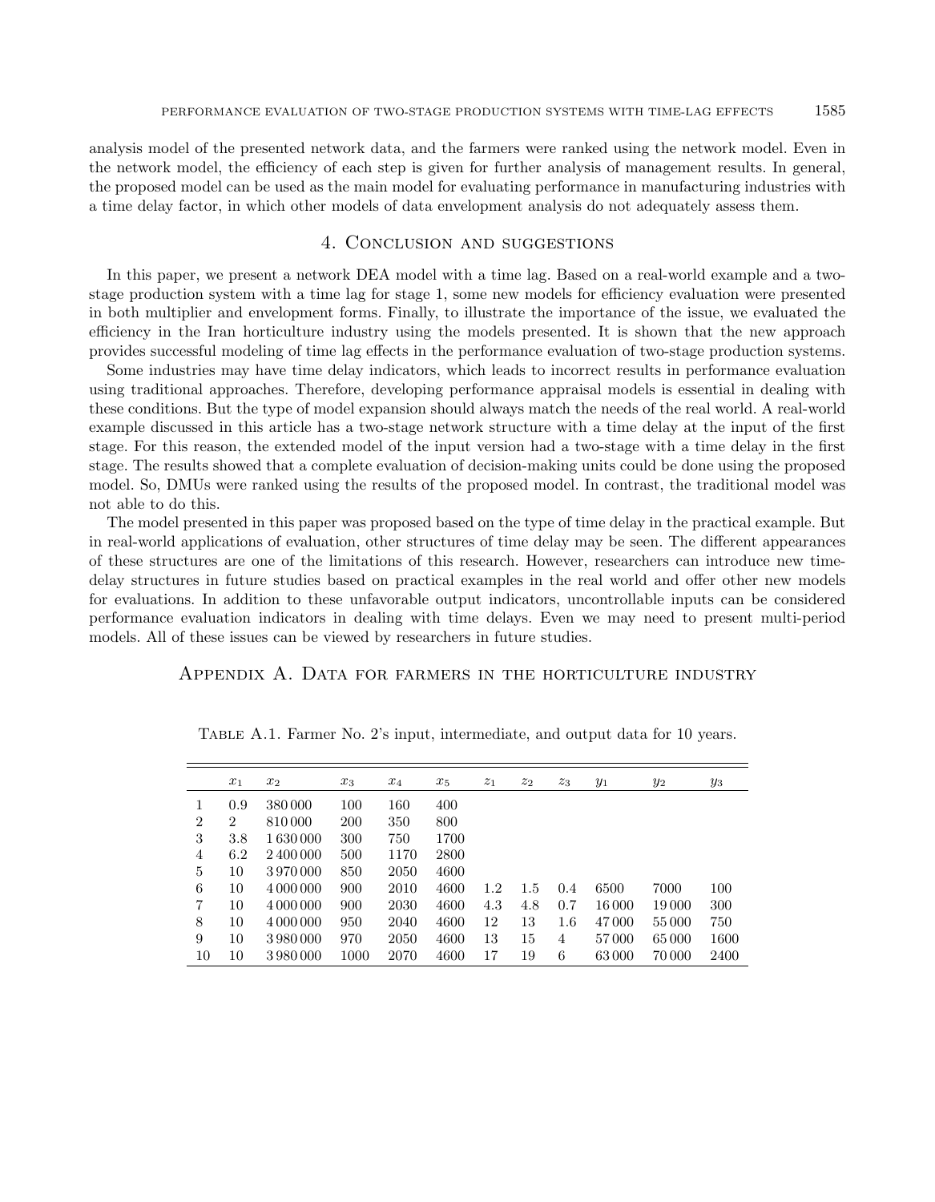analysis model of the presented network data, and the farmers were ranked using the network model. Even in the network model, the efficiency of each step is given for further analysis of management results. In general, the proposed model can be used as the main model for evaluating performance in manufacturing industries with a time delay factor, in which other models of data envelopment analysis do not adequately assess them.

## 4. Conclusion and suggestions

In this paper, we present a network DEA model with a time lag. Based on a real-world example and a two-stage production system with a time lag for stage 1, some new models for efficiency evaluation were presented in both multiplier and envelopment forms. Finally, to illustrate the importance of the issue, we evaluated the efficiency in the Iran horticulture industry using the models presented. It is shown that the new approach provides successful modeling of time lag effects in the performance evaluation of two-stage production systems.

Some industries may have time delay indicators, which leads to incorrect results in performance evaluation using traditional approaches. Therefore, developing performance appraisal models is essential in dealing with these conditions. But the type of model expansion should always match the needs of the real world. A real-world example discussed in this article has a two-stage network structure with a time delay at the input of the first stage. For this reason, the extended model of the input version had a two-stage with a time delay in the first stage. The results showed that a complete evaluation of decision-making units could be done using the proposed model. So, DMUs were ranked using the results of the proposed model. In contrast, the traditional model was not able to do this.

The model presented in this paper was proposed based on the type of time delay in the practical example. But in real-world applications of evaluation, other structures of time delay may be seen. The different appearances of these structures are one of the limitations of this research. However, researchers can introduce new time-delay structures in future studies based on practical examples in the real world and offer other new models for evaluations. In addition to these unfavorable output indicators, uncontrollable inputs can be considered performance evaluation indicators in dealing with time delays. Even we may need to present multi-period models. All of these issues can be viewed by researchers in future studies.

## Appendix A. Data for farmers in the horticulture industry

Table A.1. Farmer No. 2's input, intermediate, and output data for 10 years.

| | $x_1$ | $x_2$ | $x_3$ | $x_4$ | $x_5$ | $z_1$ | $z_2$ | $z_3$ | $y_1$ | $y_2$ | $y_3$ |
|---|---|---|---|---|---|---|---|---|---|---|---|
| 1 | 0.9 | 380 000 | 100 | 160 | 400 | | | | | | |
| 2 | 2 | 810 000 | 200 | 350 | 800 | | | | | | |
| 3 | 3.8 | 1 630 000 | 300 | 750 | 1700 | | | | | | |
| 4 | 6.2 | 2 400 000 | 500 | 1170 | 2800 | | | | | | |
| 5 | 10 | 3 970 000 | 850 | 2050 | 4600 | | | | | | |
| 6 | 10 | 4 000 000 | 900 | 2010 | 4600 | 1.2 | 1.5 | 0.4 | 6500 | 7000 | 100 |
| 7 | 10 | 4 000 000 | 900 | 2030 | 4600 | 4.3 | 4.8 | 0.7 | 16 000 | 19 000 | 300 |
| 8 | 10 | 4 000 000 | 950 | 2040 | 4600 | 12 | 13 | 1.6 | 47 000 | 55 000 | 750 |
| 9 | 10 | 3 980 000 | 970 | 2050 | 4600 | 13 | 15 | 4 | 57 000 | 65 000 | 1600 |
| 10 | 10 | 3 980 000 | 1000 | 2070 | 4600 | 17 | 19 | 6 | 63 000 | 70 000 | 2400 |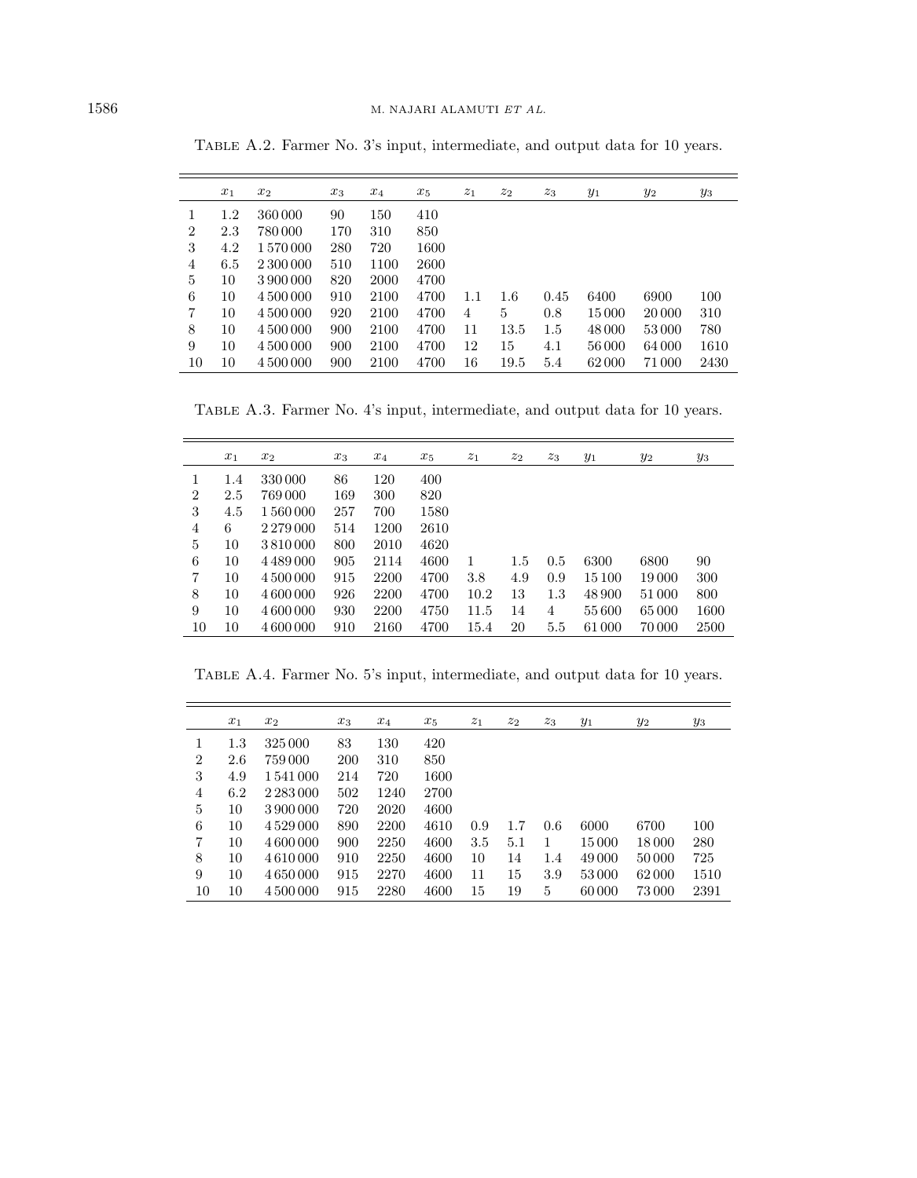Table A.2. Farmer No. 3's input, intermediate, and output data for 10 years.

| | $x_1$ | $x_2$ | $x_3$ | $x_4$ | $x_5$ | $z_1$ | $z_2$ | $z_3$ | $y_1$ | $y_2$ | $y_3$ |
|---|---|---|---|---|---|---|---|---|---|---|---|
| 1 | 1.2 | 360 000 | 90 | 150 | 410 | | | | | | |
| 2 | 2.3 | 780 000 | 170 | 310 | 850 | | | | | | |
| 3 | 4.2 | 1 570 000 | 280 | 720 | 1600 | | | | | | |
| 4 | 6.5 | 2 300 000 | 510 | 1100 | 2600 | | | | | | |
| 5 | 10 | 3 900 000 | 820 | 2000 | 4700 | | | | | | |
| 6 | 10 | 4 500 000 | 910 | 2100 | 4700 | 1.1 | 1.6 | 0.45 | 6400 | 6900 | 100 |
| 7 | 10 | 4 500 000 | 920 | 2100 | 4700 | 4 | 5 | 0.8 | 15 000 | 20 000 | 310 |
| 8 | 10 | 4 500 000 | 900 | 2100 | 4700 | 11 | 13.5 | 1.5 | 48 000 | 53 000 | 780 |
| 9 | 10 | 4 500 000 | 900 | 2100 | 4700 | 12 | 15 | 4.1 | 56 000 | 64 000 | 1610 |
| 10 | 10 | 4 500 000 | 900 | 2100 | 4700 | 16 | 19.5 | 5.4 | 62 000 | 71 000 | 2430 |

Table A.3. Farmer No. 4's input, intermediate, and output data for 10 years.

| | $x_1$ | $x_2$ | $x_3$ | $x_4$ | $x_5$ | $z_1$ | $z_2$ | $z_3$ | $y_1$ | $y_2$ | $y_3$ |
|---|---|---|---|---|---|---|---|---|---|---|---|
| 1 | 1.4 | 330 000 | 86 | 120 | 400 | | | | | | |
| 2 | 2.5 | 769 000 | 169 | 300 | 820 | | | | | | |
| 3 | 4.5 | 1 560 000 | 257 | 700 | 1580 | | | | | | |
| 4 | 6 | 2 279 000 | 514 | 1200 | 2610 | | | | | | |
| 5 | 10 | 3 810 000 | 800 | 2010 | 4620 | | | | | | |
| 6 | 10 | 4 489 000 | 905 | 2114 | 4600 | 1 | 1.5 | 0.5 | 6300 | 6800 | 90 |
| 7 | 10 | 4 500 000 | 915 | 2200 | 4700 | 3.8 | 4.9 | 0.9 | 15 100 | 19 000 | 300 |
| 8 | 10 | 4 600 000 | 926 | 2200 | 4700 | 10.2 | 13 | 1.3 | 48 900 | 51 000 | 800 |
| 9 | 10 | 4 600 000 | 930 | 2200 | 4750 | 11.5 | 14 | 4 | 55 600 | 65 000 | 1600 |
| 10 | 10 | 4 600 000 | 910 | 2160 | 4700 | 15.4 | 20 | 5.5 | 61 000 | 70 000 | 2500 |

Table A.4. Farmer No. 5's input, intermediate, and output data for 10 years.

| | $x_1$ | $x_2$ | $x_3$ | $x_4$ | $x_5$ | $z_1$ | $z_2$ | $z_3$ | $y_1$ | $y_2$ | $y_3$ |
|---|---|---|---|---|---|---|---|---|---|---|---|
| 1 | 1.3 | 325 000 | 83 | 130 | 420 | | | | | | |
| 2 | 2.6 | 759 000 | 200 | 310 | 850 | | | | | | |
| 3 | 4.9 | 1 541 000 | 214 | 720 | 1600 | | | | | | |
| 4 | 6.2 | 2 283 000 | 502 | 1240 | 2700 | | | | | | |
| 5 | 10 | 3 900 000 | 720 | 2020 | 4600 | | | | | | |
| 6 | 10 | 4 529 000 | 890 | 2200 | 4610 | 0.9 | 1.7 | 0.6 | 6000 | 6700 | 100 |
| 7 | 10 | 4 600 000 | 900 | 2250 | 4600 | 3.5 | 5.1 | 1 | 15 000 | 18 000 | 280 |
| 8 | 10 | 4 610 000 | 910 | 2250 | 4600 | 10 | 14 | 1.4 | 49 000 | 50 000 | 725 |
| 9 | 10 | 4 650 000 | 915 | 2270 | 4600 | 11 | 15 | 3.9 | 53 000 | 62 000 | 1510 |
| 10 | 10 | 4 500 000 | 915 | 2280 | 4600 | 15 | 19 | 5 | 60 000 | 73 000 | 2391 |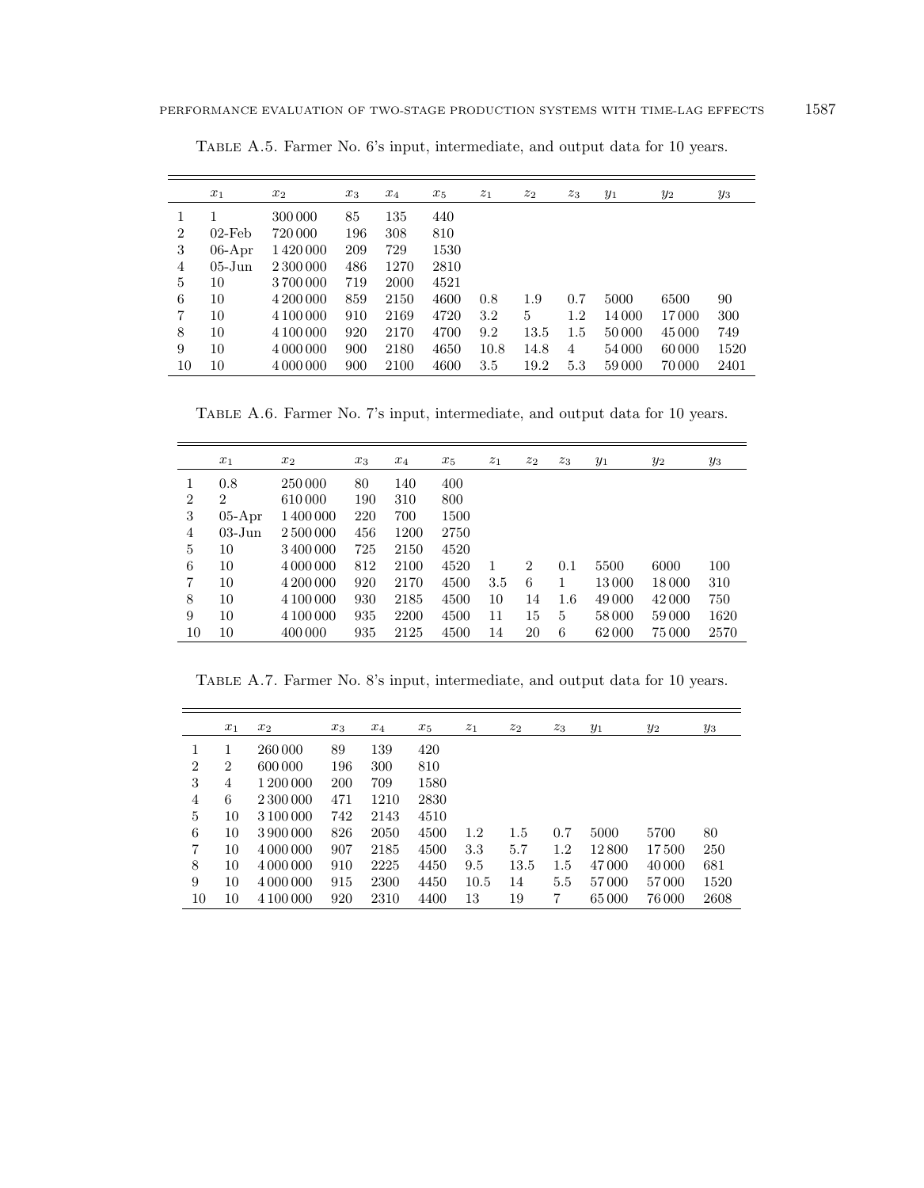Table A.5. Farmer No. 6's input, intermediate, and output data for 10 years.

| | $x_1$ | $x_2$ | $x_3$ | $x_4$ | $x_5$ | $z_1$ | $z_2$ | $z_3$ | $y_1$ | $y_2$ | $y_3$ |
|---|---|---|---|---|---|---|---|---|---|---|---|
| 1 | 1 | 300 000 | 85 | 135 | 440 | | | | | | |
| 2 | 02-Feb | 720 000 | 196 | 308 | 810 | | | | | | |
| 3 | 06-Apr | 1 420 000 | 209 | 729 | 1530 | | | | | | |
| 4 | 05-Jun | 2 300 000 | 486 | 1270 | 2810 | | | | | | |
| 5 | 10 | 3 700 000 | 719 | 2000 | 4521 | | | | | | |
| 6 | 10 | 4 200 000 | 859 | 2150 | 4600 | 0.8 | 1.9 | 0.7 | 5000 | 6500 | 90 |
| 7 | 10 | 4 100 000 | 910 | 2169 | 4720 | 3.2 | 5 | 1.2 | 14 000 | 17 000 | 300 |
| 8 | 10 | 4 100 000 | 920 | 2170 | 4700 | 9.2 | 13.5 | 1.5 | 50 000 | 45 000 | 749 |
| 9 | 10 | 4 000 000 | 900 | 2180 | 4650 | 10.8 | 14.8 | 4 | 54 000 | 60 000 | 1520 |
| 10 | 10 | 4 000 000 | 900 | 2100 | 4600 | 3.5 | 19.2 | 5.3 | 59 000 | 70 000 | 2401 |

Table A.6. Farmer No. 7's input, intermediate, and output data for 10 years.

| | $x_1$ | $x_2$ | $x_3$ | $x_4$ | $x_5$ | $z_1$ | $z_2$ | $z_3$ | $y_1$ | $y_2$ | $y_3$ |
|---|---|---|---|---|---|---|---|---|---|---|---|
| 1 | 0.8 | 250 000 | 80 | 140 | 400 | | | | | | |
| 2 | 2 | 610 000 | 190 | 310 | 800 | | | | | | |
| 3 | 05-Apr | 1 400 000 | 220 | 700 | 1500 | | | | | | |
| 4 | 03-Jun | 2 500 000 | 456 | 1200 | 2750 | | | | | | |
| 5 | 10 | 3 400 000 | 725 | 2150 | 4520 | | | | | | |
| 6 | 10 | 4 000 000 | 812 | 2100 | 4520 | 1 | 2 | 0.1 | 5500 | 6000 | 100 |
| 7 | 10 | 4 200 000 | 920 | 2170 | 4500 | 3.5 | 6 | 1 | 13 000 | 18 000 | 310 |
| 8 | 10 | 4 100 000 | 930 | 2185 | 4500 | 10 | 14 | 1.6 | 49 000 | 42 000 | 750 |
| 9 | 10 | 4 100 000 | 935 | 2200 | 4500 | 11 | 15 | 5 | 58 000 | 59 000 | 1620 |
| 10 | 10 | 400 000 | 935 | 2125 | 4500 | 14 | 20 | 6 | 62 000 | 75 000 | 2570 |

Table A.7. Farmer No. 8's input, intermediate, and output data for 10 years.

| | $x_1$ | $x_2$ | $x_3$ | $x_4$ | $x_5$ | $z_1$ | $z_2$ | $z_3$ | $y_1$ | $y_2$ | $y_3$ |
|---|---|---|---|---|---|---|---|---|---|---|---|
| 1 | 1 | 260 000 | 89 | 139 | 420 | | | | | | |
| 2 | 2 | 600 000 | 196 | 300 | 810 | | | | | | |
| 3 | 4 | 1 200 000 | 200 | 709 | 1580 | | | | | | |
| 4 | 6 | 2 300 000 | 471 | 1210 | 2830 | | | | | | |
| 5 | 10 | 3 100 000 | 742 | 2143 | 4510 | | | | | | |
| 6 | 10 | 3 900 000 | 826 | 2050 | 4500 | 1.2 | 1.5 | 0.7 | 5000 | 5700 | 80 |
| 7 | 10 | 4 000 000 | 907 | 2185 | 4500 | 3.3 | 5.7 | 1.2 | 12 800 | 17 500 | 250 |
| 8 | 10 | 4 000 000 | 910 | 2225 | 4450 | 9.5 | 13.5 | 1.5 | 47 000 | 40 000 | 681 |
| 9 | 10 | 4 000 000 | 915 | 2300 | 4450 | 10.5 | 14 | 5.5 | 57 000 | 57 000 | 1520 |
| 10 | 10 | 4 100 000 | 920 | 2310 | 4400 | 13 | 19 | 7 | 65 000 | 76 000 | 2608 |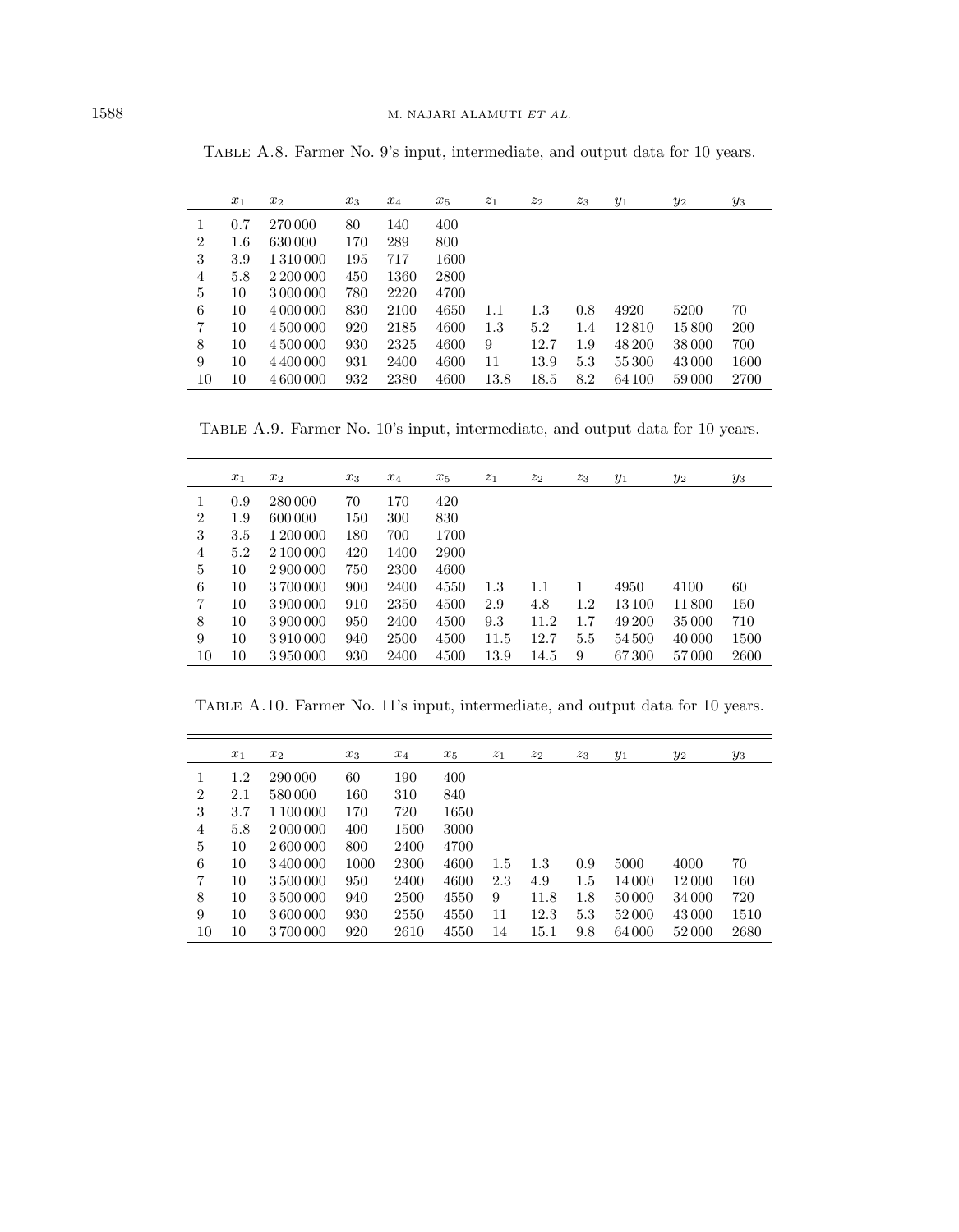TABLE A.8. Farmer No. 9's input, intermediate, and output data for 10 years.

| | $x_1$ | $x_2$ | $x_3$ | $x_4$ | $x_5$ | $z_1$ | $z_2$ | $z_3$ | $y_1$ | $y_2$ | $y_3$ |
|---|---|---|---|---|---|---|---|---|---|---|---|
| 1 | 0.7 | 270 000 | 80 | 140 | 400 | | | | | | |
| 2 | 1.6 | 630 000 | 170 | 289 | 800 | | | | | | |
| 3 | 3.9 | 1 310 000 | 195 | 717 | 1600 | | | | | | |
| 4 | 5.8 | 2 200 000 | 450 | 1360 | 2800 | | | | | | |
| 5 | 10 | 3 000 000 | 780 | 2220 | 4700 | | | | | | |
| 6 | 10 | 4 000 000 | 830 | 2100 | 4650 | 1.1 | 1.3 | 0.8 | 4920 | 5200 | 70 |
| 7 | 10 | 4 500 000 | 920 | 2185 | 4600 | 1.3 | 5.2 | 1.4 | 12 810 | 15 800 | 200 |
| 8 | 10 | 4 500 000 | 930 | 2325 | 4600 | 9 | 12.7 | 1.9 | 48 200 | 38 000 | 700 |
| 9 | 10 | 4 400 000 | 931 | 2400 | 4600 | 11 | 13.9 | 5.3 | 55 300 | 43 000 | 1600 |
| 10 | 10 | 4 600 000 | 932 | 2380 | 4600 | 13.8 | 18.5 | 8.2 | 64 100 | 59 000 | 2700 |

TABLE A.9. Farmer No. 10's input, intermediate, and output data for 10 years.

| | $x_1$ | $x_2$ | $x_3$ | $x_4$ | $x_5$ | $z_1$ | $z_2$ | $z_3$ | $y_1$ | $y_2$ | $y_3$ |
|---|---|---|---|---|---|---|---|---|---|---|---|
| 1 | 0.9 | 280 000 | 70 | 170 | 420 | | | | | | |
| 2 | 1.9 | 600 000 | 150 | 300 | 830 | | | | | | |
| 3 | 3.5 | 1 200 000 | 180 | 700 | 1700 | | | | | | |
| 4 | 5.2 | 2 100 000 | 420 | 1400 | 2900 | | | | | | |
| 5 | 10 | 2 900 000 | 750 | 2300 | 4600 | | | | | | |
| 6 | 10 | 3 700 000 | 900 | 2400 | 4550 | 1.3 | 1.1 | 1 | 4950 | 4100 | 60 |
| 7 | 10 | 3 900 000 | 910 | 2350 | 4500 | 2.9 | 4.8 | 1.2 | 13 100 | 11 800 | 150 |
| 8 | 10 | 3 900 000 | 950 | 2400 | 4500 | 9.3 | 11.2 | 1.7 | 49 200 | 35 000 | 710 |
| 9 | 10 | 3 910 000 | 940 | 2500 | 4500 | 11.5 | 12.7 | 5.5 | 54 500 | 40 000 | 1500 |
| 10 | 10 | 3 950 000 | 930 | 2400 | 4500 | 13.9 | 14.5 | 9 | 67 300 | 57 000 | 2600 |

TABLE A.10. Farmer No. 11's input, intermediate, and output data for 10 years.

| | $x_1$ | $x_2$ | $x_3$ | $x_4$ | $x_5$ | $z_1$ | $z_2$ | $z_3$ | $y_1$ | $y_2$ | $y_3$ |
|---|---|---|---|---|---|---|---|---|---|---|---|
| 1 | 1.2 | 290 000 | 60 | 190 | 400 | | | | | | |
| 2 | 2.1 | 580 000 | 160 | 310 | 840 | | | | | | |
| 3 | 3.7 | 1 100 000 | 170 | 720 | 1650 | | | | | | |
| 4 | 5.8 | 2 000 000 | 400 | 1500 | 3000 | | | | | | |
| 5 | 10 | 2 600 000 | 800 | 2400 | 4700 | | | | | | |
| 6 | 10 | 3 400 000 | 1000 | 2300 | 4600 | 1.5 | 1.3 | 0.9 | 5000 | 4000 | 70 |
| 7 | 10 | 3 500 000 | 950 | 2400 | 4600 | 2.3 | 4.9 | 1.5 | 14 000 | 12 000 | 160 |
| 8 | 10 | 3 500 000 | 940 | 2500 | 4550 | 9 | 11.8 | 1.8 | 50 000 | 34 000 | 720 |
| 9 | 10 | 3 600 000 | 930 | 2550 | 4550 | 11 | 12.3 | 5.3 | 52 000 | 43 000 | 1510 |
| 10 | 10 | 3 700 000 | 920 | 2610 | 4550 | 14 | 15.1 | 9.8 | 64 000 | 52 000 | 2680 |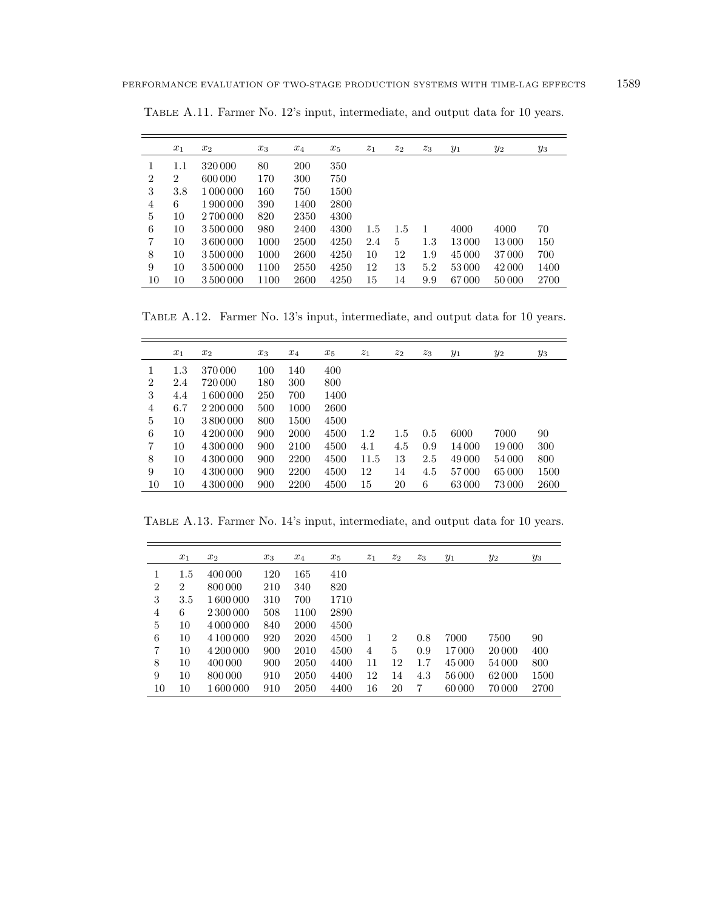Table A.11. Farmer No. 12's input, intermediate, and output data for 10 years.

| | $x_1$ | $x_2$ | $x_3$ | $x_4$ | $x_5$ | $z_1$ | $z_2$ | $z_3$ | $y_1$ | $y_2$ | $y_3$ |
|---|---|---|---|---|---|---|---|---|---|---|---|
| 1 | 1.1 | 320 000 | 80 | 200 | 350 | | | | | | |
| 2 | 2 | 600 000 | 170 | 300 | 750 | | | | | | |
| 3 | 3.8 | 1 000 000 | 160 | 750 | 1500 | | | | | | |
| 4 | 6 | 1 900 000 | 390 | 1400 | 2800 | | | | | | |
| 5 | 10 | 2 700 000 | 820 | 2350 | 4300 | | | | | | |
| 6 | 10 | 3 500 000 | 980 | 2400 | 4300 | 1.5 | 1.5 | 1 | 4000 | 4000 | 70 |
| 7 | 10 | 3 600 000 | 1000 | 2500 | 4250 | 2.4 | 5 | 1.3 | 13 000 | 13 000 | 150 |
| 8 | 10 | 3 500 000 | 1000 | 2600 | 4250 | 10 | 12 | 1.9 | 45 000 | 37 000 | 700 |
| 9 | 10 | 3 500 000 | 1100 | 2550 | 4250 | 12 | 13 | 5.2 | 53 000 | 42 000 | 1400 |
| 10 | 10 | 3 500 000 | 1100 | 2600 | 4250 | 15 | 14 | 9.9 | 67 000 | 50 000 | 2700 |

Table A.12. Farmer No. 13's input, intermediate, and output data for 10 years.

| | $x_1$ | $x_2$ | $x_3$ | $x_4$ | $x_5$ | $z_1$ | $z_2$ | $z_3$ | $y_1$ | $y_2$ | $y_3$ |
|---|---|---|---|---|---|---|---|---|---|---|---|
| 1 | 1.3 | 370 000 | 100 | 140 | 400 | | | | | | |
| 2 | 2.4 | 720 000 | 180 | 300 | 800 | | | | | | |
| 3 | 4.4 | 1 600 000 | 250 | 700 | 1400 | | | | | | |
| 4 | 6.7 | 2 200 000 | 500 | 1000 | 2600 | | | | | | |
| 5 | 10 | 3 800 000 | 800 | 1500 | 4500 | | | | | | |
| 6 | 10 | 4 200 000 | 900 | 2000 | 4500 | 1.2 | 1.5 | 0.5 | 6000 | 7000 | 90 |
| 7 | 10 | 4 300 000 | 900 | 2100 | 4500 | 4.1 | 4.5 | 0.9 | 14 000 | 19 000 | 300 |
| 8 | 10 | 4 300 000 | 900 | 2200 | 4500 | 11.5 | 13 | 2.5 | 49 000 | 54 000 | 800 |
| 9 | 10 | 4 300 000 | 900 | 2200 | 4500 | 12 | 14 | 4.5 | 57 000 | 65 000 | 1500 |
| 10 | 10 | 4 300 000 | 900 | 2200 | 4500 | 15 | 20 | 6 | 63 000 | 73 000 | 2600 |

Table A.13. Farmer No. 14's input, intermediate, and output data for 10 years.

| | $x_1$ | $x_2$ | $x_3$ | $x_4$ | $x_5$ | $z_1$ | $z_2$ | $z_3$ | $y_1$ | $y_2$ | $y_3$ |
|---|---|---|---|---|---|---|---|---|---|---|---|
| 1 | 1.5 | 400 000 | 120 | 165 | 410 | | | | | | |
| 2 | 2 | 800 000 | 210 | 340 | 820 | | | | | | |
| 3 | 3.5 | 1 600 000 | 310 | 700 | 1710 | | | | | | |
| 4 | 6 | 2 300 000 | 508 | 1100 | 2890 | | | | | | |
| 5 | 10 | 4 000 000 | 840 | 2000 | 4500 | | | | | | |
| 6 | 10 | 4 100 000 | 920 | 2020 | 4500 | 1 | 2 | 0.8 | 7000 | 7500 | 90 |
| 7 | 10 | 4 200 000 | 900 | 2010 | 4500 | 4 | 5 | 0.9 | 17 000 | 20 000 | 400 |
| 8 | 10 | 400 000 | 900 | 2050 | 4400 | 11 | 12 | 1.7 | 45 000 | 54 000 | 800 |
| 9 | 10 | 800 000 | 910 | 2050 | 4400 | 12 | 14 | 4.3 | 56 000 | 62 000 | 1500 |
| 10 | 10 | 1 600 000 | 910 | 2050 | 4400 | 16 | 20 | 7 | 60 000 | 70 000 | 2700 |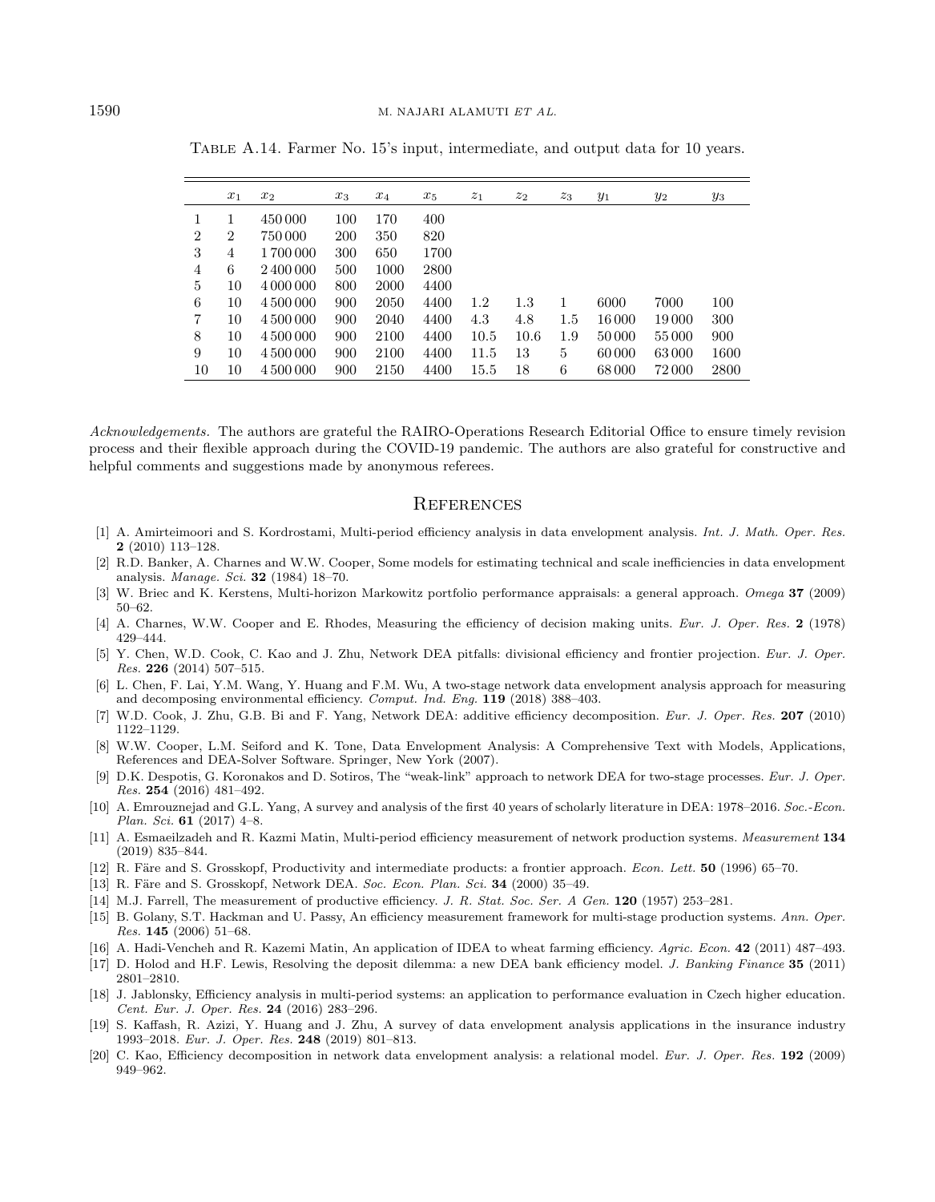Table A.14. Farmer No. 15's input, intermediate, and output data for 10 years.

| | $x_1$ | $x_2$ | $x_3$ | $x_4$ | $x_5$ | $z_1$ | $z_2$ | $z_3$ | $y_1$ | $y_2$ | $y_3$ |
|---|---|---|---|---|---|---|---|---|---|---|---|
| 1 | 1 | 450 000 | 100 | 170 | 400 | | | | | | |
| 2 | 2 | 750 000 | 200 | 350 | 820 | | | | | | |
| 3 | 4 | 1 700 000 | 300 | 650 | 1700 | | | | | | |
| 4 | 6 | 2 400 000 | 500 | 1000 | 2800 | | | | | | |
| 5 | 10 | 4 000 000 | 800 | 2000 | 4400 | | | | | | |
| 6 | 10 | 4 500 000 | 900 | 2050 | 4400 | 1.2 | 1.3 | 1 | 6000 | 7000 | 100 |
| 7 | 10 | 4 500 000 | 900 | 2040 | 4400 | 4.3 | 4.8 | 1.5 | 16 000 | 19 000 | 300 |
| 8 | 10 | 4 500 000 | 900 | 2100 | 4400 | 10.5 | 10.6 | 1.9 | 50 000 | 55 000 | 900 |
| 9 | 10 | 4 500 000 | 900 | 2100 | 4400 | 11.5 | 13 | 5 | 60 000 | 63 000 | 1600 |
| 10 | 10 | 4 500 000 | 900 | 2150 | 4400 | 15.5 | 18 | 6 | 68 000 | 72 000 | 2800 |

*Acknowledgements.* The authors are grateful the RAIRO-Operations Research Editorial Office to ensure timely revision process and their flexible approach during the COVID-19 pandemic. The authors are also grateful for constructive and helpful comments and suggestions made by anonymous referees.

## References

[1] A. Amirteimoori and S. Kordrostami, Multi-period efficiency analysis in data envelopment analysis. *Int. J. Math. Oper. Res.* **2** (2010) 113–128.

[2] R.D. Banker, A. Charnes and W.W. Cooper, Some models for estimating technical and scale inefficiencies in data envelopment analysis. *Manage. Sci.* **32** (1984) 18–70.

[3] W. Briec and K. Kerstens, Multi-horizon Markowitz portfolio performance appraisals: a general approach. *Omega* **37** (2009) 50–62.

[4] A. Charnes, W.W. Cooper and E. Rhodes, Measuring the efficiency of decision making units. *Eur. J. Oper. Res.* **2** (1978) 429–444.

[5] Y. Chen, W.D. Cook, C. Kao and J. Zhu, Network DEA pitfalls: divisional efficiency and frontier projection. *Eur. J. Oper. Res.* **226** (2014) 507–515.

[6] L. Chen, F. Lai, Y.M. Wang, Y. Huang and F.M. Wu, A two-stage network data envelopment analysis approach for measuring and decomposing environmental efficiency. *Comput. Ind. Eng.* **119** (2018) 388–403.

[7] W.D. Cook, J. Zhu, G.B. Bi and F. Yang, Network DEA: additive efficiency decomposition. *Eur. J. Oper. Res.* **207** (2010) 1122–1129.

[8] W.W. Cooper, L.M. Seiford and K. Tone, Data Envelopment Analysis: A Comprehensive Text with Models, Applications, References and DEA-Solver Software. Springer, New York (2007).

[9] D.K. Despotis, G. Koronakos and D. Sotiros, The "weak-link" approach to network DEA for two-stage processes. *Eur. J. Oper. Res.* **254** (2016) 481–492.

[10] A. Emrouznejad and G.L. Yang, A survey and analysis of the first 40 years of scholarly literature in DEA: 1978–2016. *Soc.-Econ. Plan. Sci.* **61** (2017) 4–8.

[11] A. Esmaeilzadeh and R. Kazmi Matin, Multi-period efficiency measurement of network production systems. *Measurement* **134** (2019) 835–844.

[12] R. Färe and S. Grosskopf, Productivity and intermediate products: a frontier approach. *Econ. Lett.* **50** (1996) 65–70.

[13] R. Färe and S. Grosskopf, Network DEA. *Soc. Econ. Plan. Sci.* **34** (2000) 35–49.

[14] M.J. Farrell, The measurement of productive efficiency. *J. R. Stat. Soc. Ser. A Gen.* **120** (1957) 253–281.

[15] B. Golany, S.T. Hackman and U. Passy, An efficiency measurement framework for multi-stage production systems. *Ann. Oper. Res.* **145** (2006) 51–68.

[16] A. Hadi-Vencheh and R. Kazemi Matin, An application of IDEA to wheat farming efficiency. *Agric. Econ.* **42** (2011) 487–493.

[17] D. Holod and H.F. Lewis, Resolving the deposit dilemma: a new DEA bank efficiency model. *J. Banking Finance* **35** (2011) 2801–2810.

[18] J. Jablonsky, Efficiency analysis in multi-period systems: an application to performance evaluation in Czech higher education. *Cent. Eur. J. Oper. Res.* **24** (2016) 283–296.

[19] S. Kaffash, R. Azizi, Y. Huang and J. Zhu, A survey of data envelopment analysis applications in the insurance industry 1993–2018. *Eur. J. Oper. Res.* **248** (2019) 801–813.

[20] C. Kao, Efficiency decomposition in network data envelopment analysis: a relational model. *Eur. J. Oper. Res.* **192** (2009) 949–962.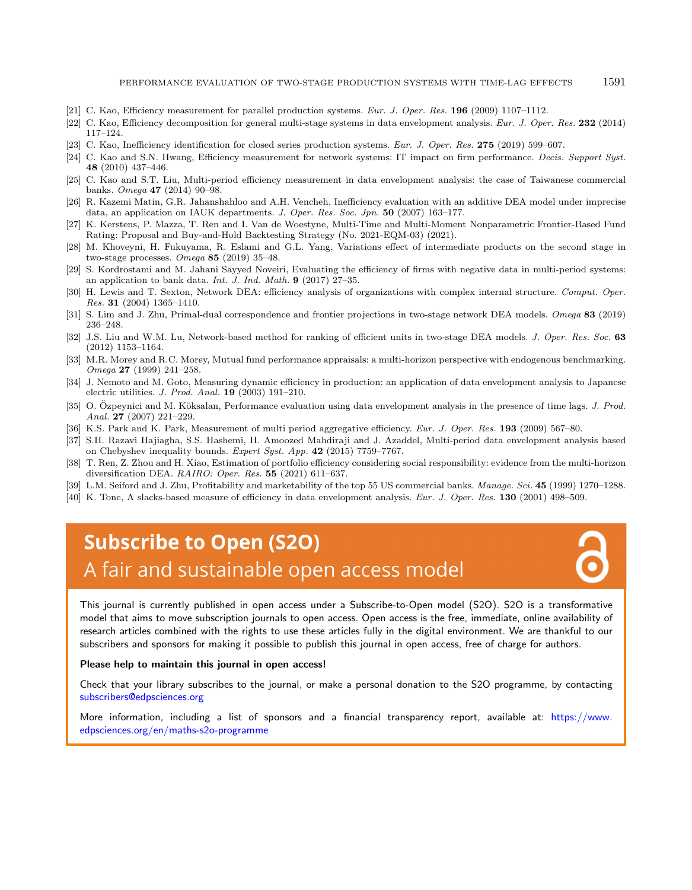[21] C. Kao, Efficiency measurement for parallel production systems. *Eur. J. Oper. Res.* **196** (2009) 1107–1112.

[22] C. Kao, Efficiency decomposition for general multi-stage systems in data envelopment analysis. *Eur. J. Oper. Res.* **232** (2014) 117–124.

[23] C. Kao, Inefficiency identification for closed series production systems. *Eur. J. Oper. Res.* **275** (2019) 599–607.

[24] C. Kao and S.N. Hwang, Efficiency measurement for network systems: IT impact on firm performance. *Decis. Support Syst.* **48** (2010) 437–446.

[25] C. Kao and S.T. Liu, Multi-period efficiency measurement in data envelopment analysis: the case of Taiwanese commercial banks. *Omega* **47** (2014) 90–98.

[26] R. Kazemi Matin, G.R. Jahanshahloo and A.H. Vencheh, Inefficiency evaluation with an additive DEA model under imprecise data, an application on IAUK departments. *J. Oper. Res. Soc. Jpn.* **50** (2007) 163–177.

[27] K. Kerstens, P. Mazza, T. Ren and I. Van de Woestyne, Multi-Time and Multi-Moment Nonparametric Frontier-Based Fund Rating: Proposal and Buy-and-Hold Backtesting Strategy (No. 2021-EQM-03) (2021).

[28] M. Khoveyni, H. Fukuyama, R. Eslami and G.L. Yang, Variations effect of intermediate products on the second stage in two-stage processes. *Omega* **85** (2019) 35–48.

[29] S. Kordrostami and M. Jahani Sayyed Noveiri, Evaluating the efficiency of firms with negative data in multi-period systems: an application to bank data. *Int. J. Ind. Math.* **9** (2017) 27–35.

[30] H. Lewis and T. Sexton, Network DEA: efficiency analysis of organizations with complex internal structure. *Comput. Oper. Res.* **31** (2004) 1365–1410.

[31] S. Lim and J. Zhu, Primal-dual correspondence and frontier projections in two-stage network DEA models. *Omega* **83** (2019) 236–248.

[32] J.S. Liu and W.M. Lu, Network-based method for ranking of efficient units in two-stage DEA models. *J. Oper. Res. Soc.* **63** (2012) 1153–1164.

[33] M.R. Morey and R.C. Morey, Mutual fund performance appraisals: a multi-horizon perspective with endogenous benchmarking. *Omega* **27** (1999) 241–258.

[34] J. Nemoto and M. Goto, Measuring dynamic efficiency in production: an application of data envelopment analysis to Japanese electric utilities. *J. Prod. Anal.* **19** (2003) 191–210.

[35] O. Özpeynici and M. Köksalan, Performance evaluation using data envelopment analysis in the presence of time lags. *J. Prod. Anal.* **27** (2007) 221–229.

[36] K.S. Park and K. Park, Measurement of multi period aggregative efficiency. *Eur. J. Oper. Res.* **193** (2009) 567–80.

[37] S.H. Razavi Hajiagha, S.S. Hashemi, H. Amoozed Mahdiraji and J. Azaddel, Multi-period data envelopment analysis based on Chebyshev inequality bounds. *Expert Syst. App.* **42** (2015) 7759–7767.

[38] T. Ren, Z. Zhou and H. Xiao, Estimation of portfolio efficiency considering social responsibility: evidence from the multi-horizon diversification DEA. *RAIRO: Oper. Res.* **55** (2021) 611–637.

[39] L.M. Seiford and J. Zhu, Profitability and marketability of the top 55 US commercial banks. *Manage. Sci.* **45** (1999) 1270–1288.

[40] K. Tone, A slacks-based measure of efficiency in data envelopment analysis. *Eur. J. Oper. Res.* **130** (2001) 498–509.

## Subscribe to Open (S2O)

### A fair and sustainable open access model

This journal is currently published in open access under a Subscribe-to-Open model (S2O). S2O is a transformative model that aims to move subscription journals to open access. Open access is the free, immediate, online availability of research articles combined with the rights to use these articles fully in the digital environment. We are thankful to our subscribers and sponsors for making it possible to publish this journal in open access, free of charge for authors.

**Please help to maintain this journal in open access!**

Check that your library subscribes to the journal, or make a personal donation to the S2O programme, by contacting subscribers@edpsciences.org

More information, including a list of sponsors and a financial transparency report, available at: https://www.edpsciences.org/en/maths-s2o-programme